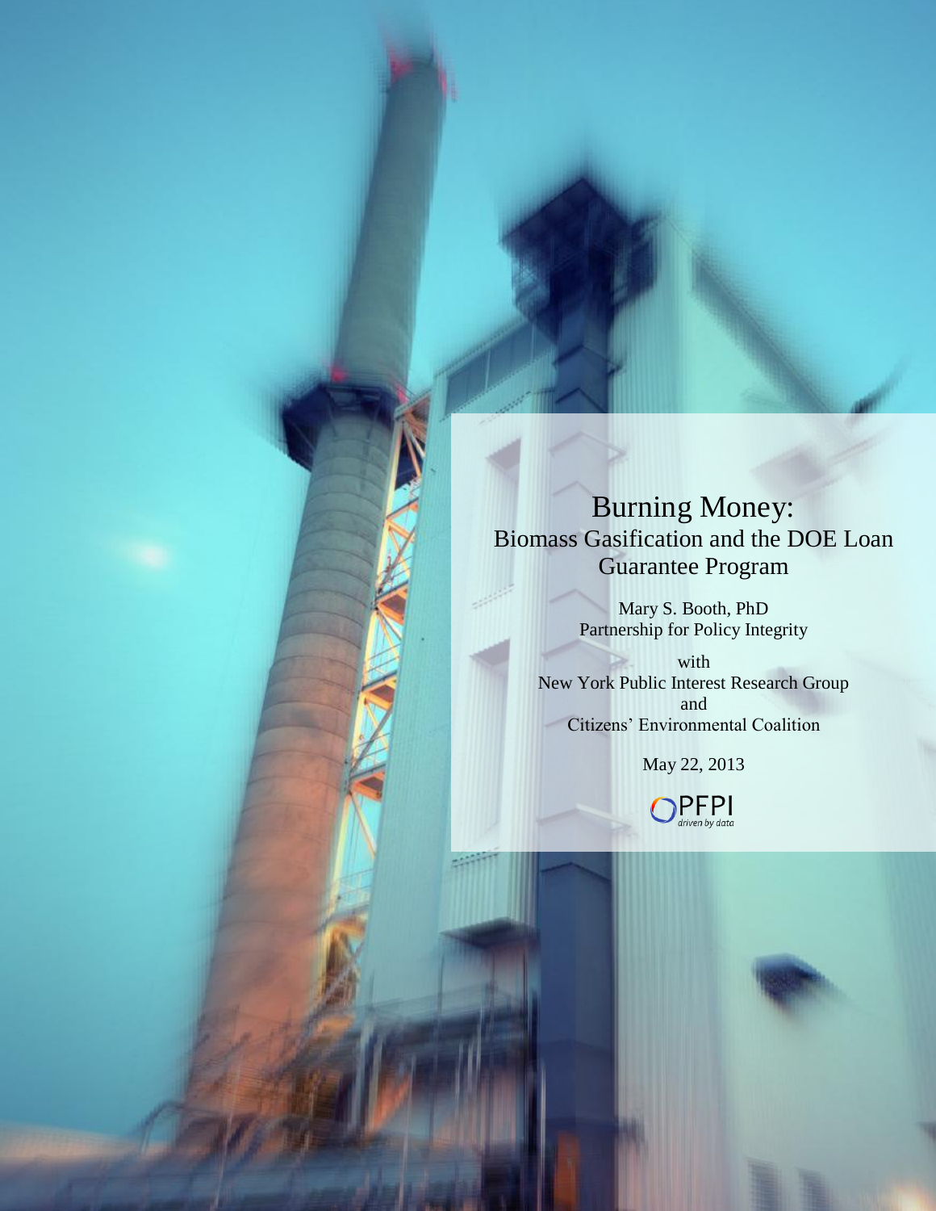# Burning Money:

## Biomass Gasification and the DOE Loan Guarantee Program

Mary S. Booth, PhD
Partnership for Policy Integrity

with
New York Public Interest Research Group
and
Citizens' Environmental Coalition

May 22, 2013

PFPI
*driven by data*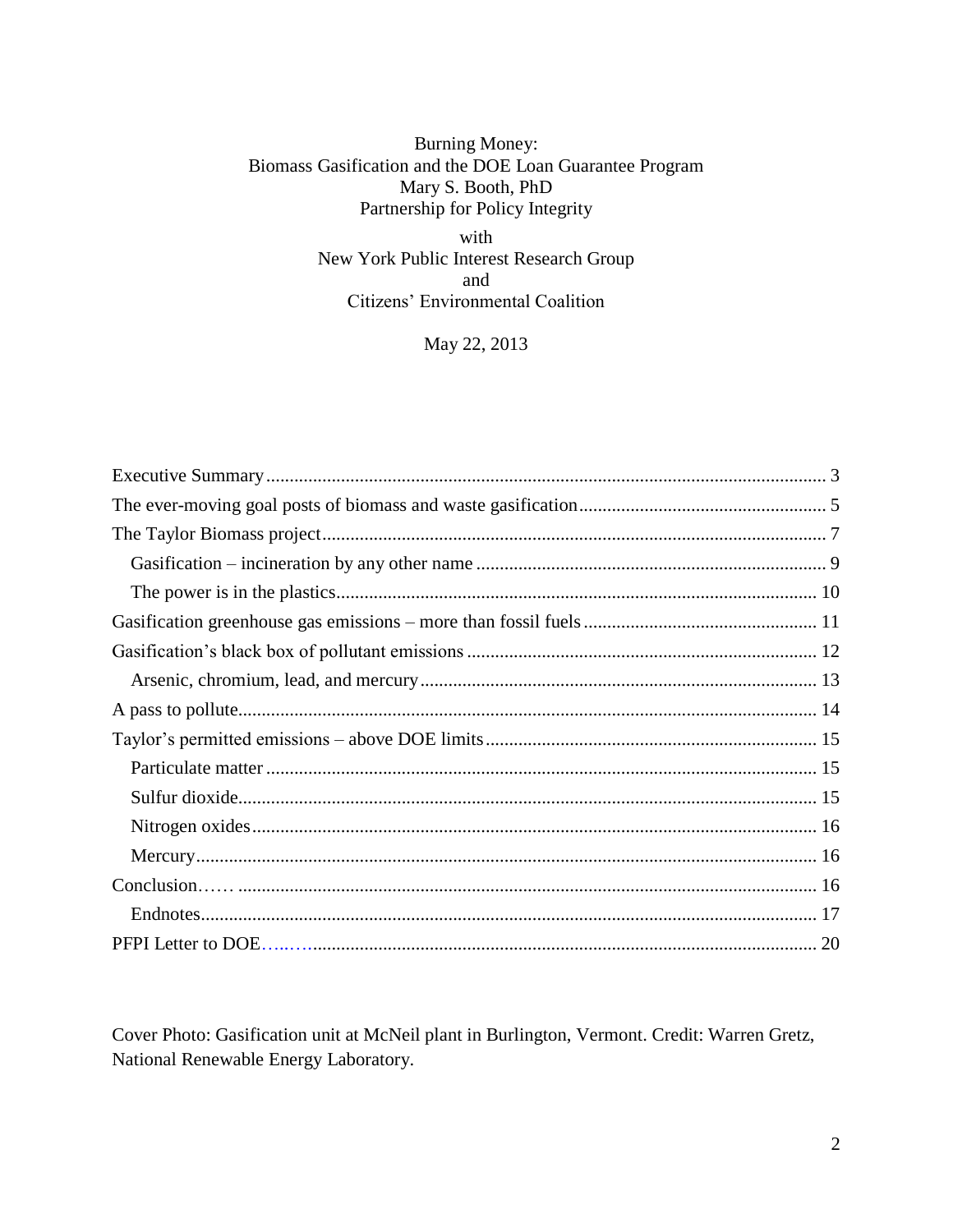Burning Money:
Biomass Gasification and the DOE Loan Guarantee Program
Mary S. Booth, PhD
Partnership for Policy Integrity

with
New York Public Interest Research Group
and
Citizens' Environmental Coalition

May 22, 2013

- Executive Summary ........ 3
- The ever-moving goal posts of biomass and waste gasification ........ 5
- The Taylor Biomass project ........ 7
  - Gasification – incineration by any other name ........ 9
  - The power is in the plastics ........ 10
- Gasification greenhouse gas emissions – more than fossil fuels ........ 11
- Gasification's black box of pollutant emissions ........ 12
  - Arsenic, chromium, lead, and mercury ........ 13
- A pass to pollute ........ 14
- Taylor's permitted emissions – above DOE limits ........ 15
  - Particulate matter ........ 15
  - Sulfur dioxide ........ 15
  - Nitrogen oxides ........ 16
  - Mercury ........ 16
- Conclusion…… ........ 16
  - Endnotes ........ 17
- PFPI Letter to DOE…..…. ........ 20

Cover Photo: Gasification unit at McNeil plant in Burlington, Vermont. Credit: Warren Gretz, National Renewable Energy Laboratory.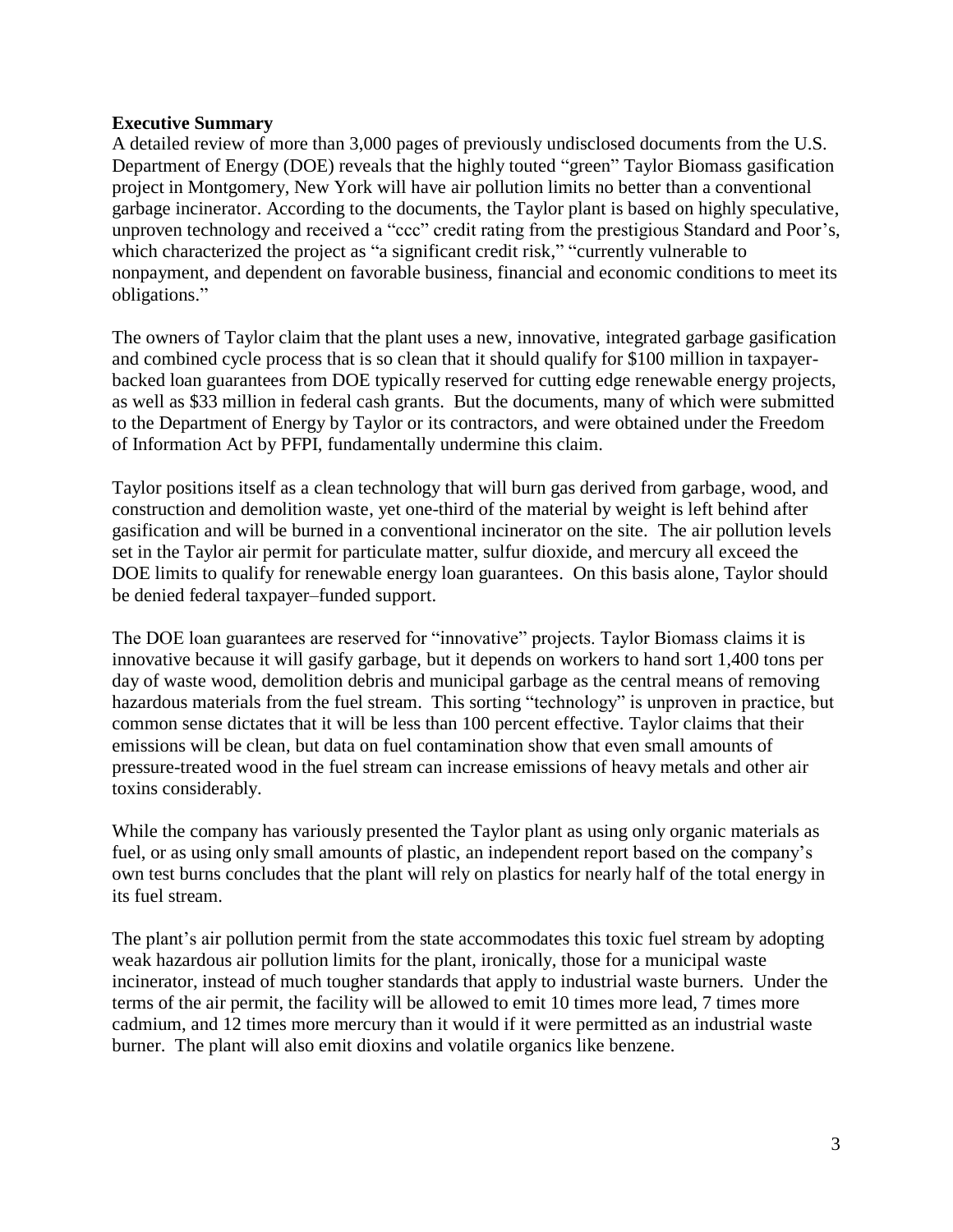**Executive Summary**

A detailed review of more than 3,000 pages of previously undisclosed documents from the U.S. Department of Energy (DOE) reveals that the highly touted "green" Taylor Biomass gasification project in Montgomery, New York will have air pollution limits no better than a conventional garbage incinerator. According to the documents, the Taylor plant is based on highly speculative, unproven technology and received a "ccc" credit rating from the prestigious Standard and Poor's, which characterized the project as "a significant credit risk," "currently vulnerable to nonpayment, and dependent on favorable business, financial and economic conditions to meet its obligations."

The owners of Taylor claim that the plant uses a new, innovative, integrated garbage gasification and combined cycle process that is so clean that it should qualify for $100 million in taxpayer-backed loan guarantees from DOE typically reserved for cutting edge renewable energy projects, as well as $33 million in federal cash grants. But the documents, many of which were submitted to the Department of Energy by Taylor or its contractors, and were obtained under the Freedom of Information Act by PFPI, fundamentally undermine this claim.

Taylor positions itself as a clean technology that will burn gas derived from garbage, wood, and construction and demolition waste, yet one-third of the material by weight is left behind after gasification and will be burned in a conventional incinerator on the site. The air pollution levels set in the Taylor air permit for particulate matter, sulfur dioxide, and mercury all exceed the DOE limits to qualify for renewable energy loan guarantees. On this basis alone, Taylor should be denied federal taxpayer–funded support.

The DOE loan guarantees are reserved for "innovative" projects. Taylor Biomass claims it is innovative because it will gasify garbage, but it depends on workers to hand sort 1,400 tons per day of waste wood, demolition debris and municipal garbage as the central means of removing hazardous materials from the fuel stream. This sorting "technology" is unproven in practice, but common sense dictates that it will be less than 100 percent effective. Taylor claims that their emissions will be clean, but data on fuel contamination show that even small amounts of pressure-treated wood in the fuel stream can increase emissions of heavy metals and other air toxins considerably.

While the company has variously presented the Taylor plant as using only organic materials as fuel, or as using only small amounts of plastic, an independent report based on the company's own test burns concludes that the plant will rely on plastics for nearly half of the total energy in its fuel stream.

The plant's air pollution permit from the state accommodates this toxic fuel stream by adopting weak hazardous air pollution limits for the plant, ironically, those for a municipal waste incinerator, instead of much tougher standards that apply to industrial waste burners. Under the terms of the air permit, the facility will be allowed to emit 10 times more lead, 7 times more cadmium, and 12 times more mercury than it would if it were permitted as an industrial waste burner. The plant will also emit dioxins and volatile organics like benzene.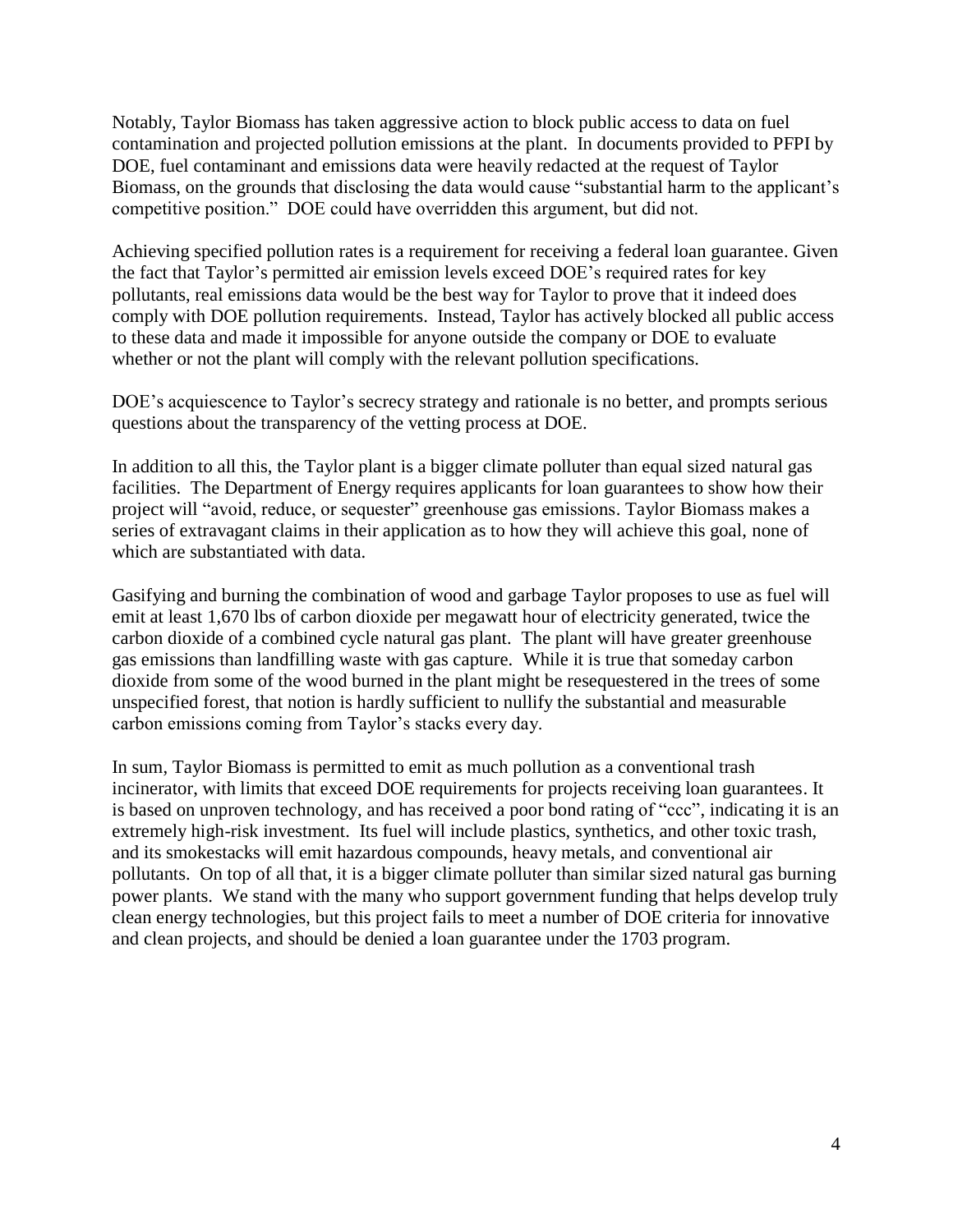Notably, Taylor Biomass has taken aggressive action to block public access to data on fuel contamination and projected pollution emissions at the plant. In documents provided to PFPI by DOE, fuel contaminant and emissions data were heavily redacted at the request of Taylor Biomass, on the grounds that disclosing the data would cause "substantial harm to the applicant's competitive position." DOE could have overridden this argument, but did not.

Achieving specified pollution rates is a requirement for receiving a federal loan guarantee. Given the fact that Taylor's permitted air emission levels exceed DOE's required rates for key pollutants, real emissions data would be the best way for Taylor to prove that it indeed does comply with DOE pollution requirements. Instead, Taylor has actively blocked all public access to these data and made it impossible for anyone outside the company or DOE to evaluate whether or not the plant will comply with the relevant pollution specifications.

DOE's acquiescence to Taylor's secrecy strategy and rationale is no better, and prompts serious questions about the transparency of the vetting process at DOE.

In addition to all this, the Taylor plant is a bigger climate polluter than equal sized natural gas facilities. The Department of Energy requires applicants for loan guarantees to show how their project will "avoid, reduce, or sequester" greenhouse gas emissions. Taylor Biomass makes a series of extravagant claims in their application as to how they will achieve this goal, none of which are substantiated with data.

Gasifying and burning the combination of wood and garbage Taylor proposes to use as fuel will emit at least 1,670 lbs of carbon dioxide per megawatt hour of electricity generated, twice the carbon dioxide of a combined cycle natural gas plant. The plant will have greater greenhouse gas emissions than landfilling waste with gas capture. While it is true that someday carbon dioxide from some of the wood burned in the plant might be resequestered in the trees of some unspecified forest, that notion is hardly sufficient to nullify the substantial and measurable carbon emissions coming from Taylor's stacks every day.

In sum, Taylor Biomass is permitted to emit as much pollution as a conventional trash incinerator, with limits that exceed DOE requirements for projects receiving loan guarantees. It is based on unproven technology, and has received a poor bond rating of "ccc", indicating it is an extremely high-risk investment. Its fuel will include plastics, synthetics, and other toxic trash, and its smokestacks will emit hazardous compounds, heavy metals, and conventional air pollutants. On top of all that, it is a bigger climate polluter than similar sized natural gas burning power plants. We stand with the many who support government funding that helps develop truly clean energy technologies, but this project fails to meet a number of DOE criteria for innovative and clean projects, and should be denied a loan guarantee under the 1703 program.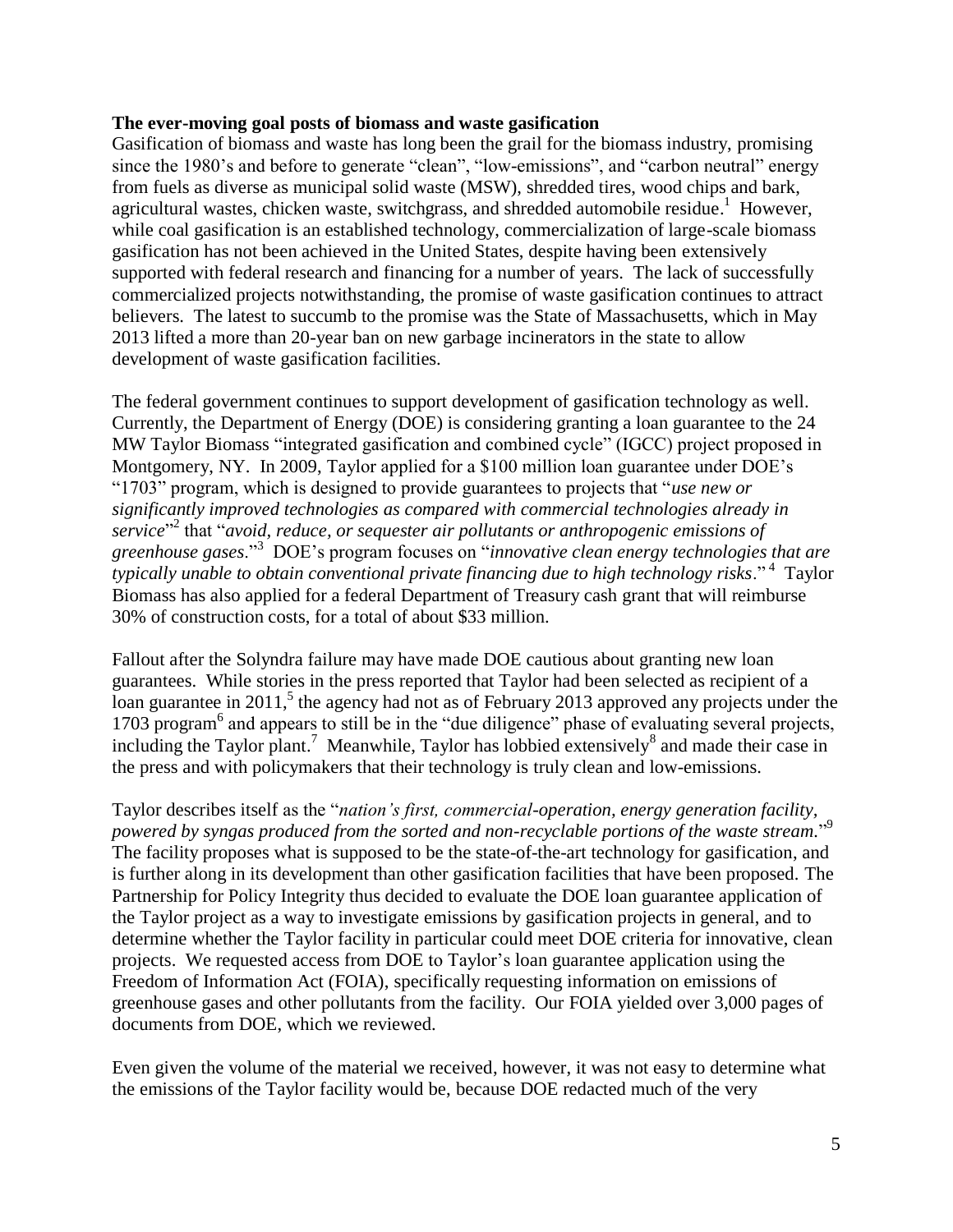**The ever-moving goal posts of biomass and waste gasification**

Gasification of biomass and waste has long been the grail for the biomass industry, promising since the 1980's and before to generate "clean", "low-emissions", and "carbon neutral" energy from fuels as diverse as municipal solid waste (MSW), shredded tires, wood chips and bark, agricultural wastes, chicken waste, switchgrass, and shredded automobile residue.[1] However, while coal gasification is an established technology, commercialization of large-scale biomass gasification has not been achieved in the United States, despite having been extensively supported with federal research and financing for a number of years. The lack of successfully commercialized projects notwithstanding, the promise of waste gasification continues to attract believers. The latest to succumb to the promise was the State of Massachusetts, which in May 2013 lifted a more than 20-year ban on new garbage incinerators in the state to allow development of waste gasification facilities.

The federal government continues to support development of gasification technology as well. Currently, the Department of Energy (DOE) is considering granting a loan guarantee to the 24 MW Taylor Biomass "integrated gasification and combined cycle" (IGCC) project proposed in Montgomery, NY. In 2009, Taylor applied for a $100 million loan guarantee under DOE's "1703" program, which is designed to provide guarantees to projects that "*use new or significantly improved technologies as compared with commercial technologies already in service*"[2] that "*avoid, reduce, or sequester air pollutants or anthropogenic emissions of greenhouse gases*."[3] DOE's program focuses on "*innovative clean energy technologies that are typically unable to obtain conventional private financing due to high technology risks*."[4] Taylor Biomass has also applied for a federal Department of Treasury cash grant that will reimburse 30% of construction costs, for a total of about $33 million.

Fallout after the Solyndra failure may have made DOE cautious about granting new loan guarantees. While stories in the press reported that Taylor had been selected as recipient of a loan guarantee in 2011,[5] the agency had not as of February 2013 approved any projects under the 1703 program[6] and appears to still be in the "due diligence" phase of evaluating several projects, including the Taylor plant.[7] Meanwhile, Taylor has lobbied extensively[8] and made their case in the press and with policymakers that their technology is truly clean and low-emissions.

Taylor describes itself as the "*nation's first, commercial-operation, energy generation facility, powered by syngas produced from the sorted and non-recyclable portions of the waste stream*."[9] The facility proposes what is supposed to be the state-of-the-art technology for gasification, and is further along in its development than other gasification facilities that have been proposed. The Partnership for Policy Integrity thus decided to evaluate the DOE loan guarantee application of the Taylor project as a way to investigate emissions by gasification projects in general, and to determine whether the Taylor facility in particular could meet DOE criteria for innovative, clean projects. We requested access from DOE to Taylor's loan guarantee application using the Freedom of Information Act (FOIA), specifically requesting information on emissions of greenhouse gases and other pollutants from the facility. Our FOIA yielded over 3,000 pages of documents from DOE, which we reviewed.

Even given the volume of the material we received, however, it was not easy to determine what the emissions of the Taylor facility would be, because DOE redacted much of the very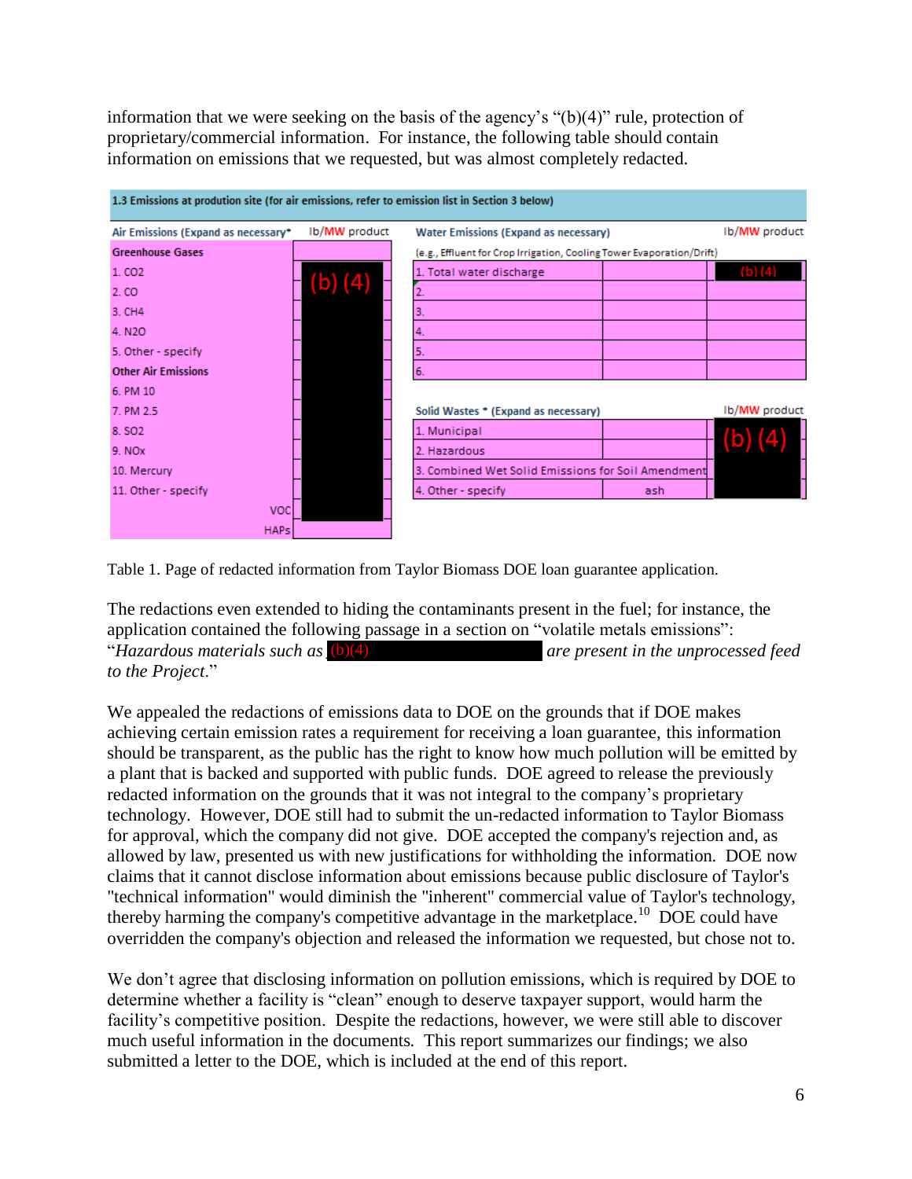information that we were seeking on the basis of the agency's "(b)(4)" rule, protection of proprietary/commercial information. For instance, the following table should contain information on emissions that we requested, but was almost completely redacted.

| 1.3 Emissions at prodution site (for air emissions, refer to emission list in Section 3 below) | | | | |
|---|---|---|---|---|
| **Air Emissions (Expand as necessary\*** | **lb/MW product** | **Water Emissions (Expand as necessary)** | | **lb/MW product** |
| **Greenhouse Gases** | | (e.g., Effluent for Crop Irrigation, Cooling Tower Evaporation/Drift) | | |
| 1. CO2 | (b) (4) | 1. Total water discharge | | (b) (4) |
| 2. CO | | 2. | | |
| 3. CH4 | | 3. | | |
| 4. N20 | | 4. | | |
| 5. Other - specify | | 5. | | |
| **Other Air Emissions** | | 6. | | |
| 6. PM 10 | | | | |
| 7. PM 2.5 | | **Solid Wastes \* (Expand as necessary)** | | **lb/MW product** |
| 8. SO2 | | 1. Municipal | | (b) (4) |
| 9. NOx | | 2. Hazardous | | |
| 10. Mercury | | 3. Combined Wet Solid Emissions for Soil Amendment | | |
| 11. Other - specify | | 4. Other - specify | ash | |
| VOC | | | | |
| HAPs | | | | |

Table 1. Page of redacted information from Taylor Biomass DOE loan guarantee application.

The redactions even extended to hiding the contaminants present in the fuel; for instance, the application contained the following passage in a section on "volatile metals emissions": "*Hazardous materials such as* (b)(4) *are present in the unprocessed feed to the Project*."

We appealed the redactions of emissions data to DOE on the grounds that if DOE makes achieving certain emission rates a requirement for receiving a loan guarantee, this information should be transparent, as the public has the right to know how much pollution will be emitted by a plant that is backed and supported with public funds. DOE agreed to release the previously redacted information on the grounds that it was not integral to the company's proprietary technology. However, DOE still had to submit the un-redacted information to Taylor Biomass for approval, which the company did not give. DOE accepted the company's rejection and, as allowed by law, presented us with new justifications for withholding the information. DOE now claims that it cannot disclose information about emissions because public disclosure of Taylor's "technical information" would diminish the "inherent" commercial value of Taylor's technology, thereby harming the company's competitive advantage in the marketplace.[10] DOE could have overridden the company's objection and released the information we requested, but chose not to.

We don't agree that disclosing information on pollution emissions, which is required by DOE to determine whether a facility is "clean" enough to deserve taxpayer support, would harm the facility's competitive position. Despite the redactions, however, we were still able to discover much useful information in the documents. This report summarizes our findings; we also submitted a letter to the DOE, which is included at the end of this report.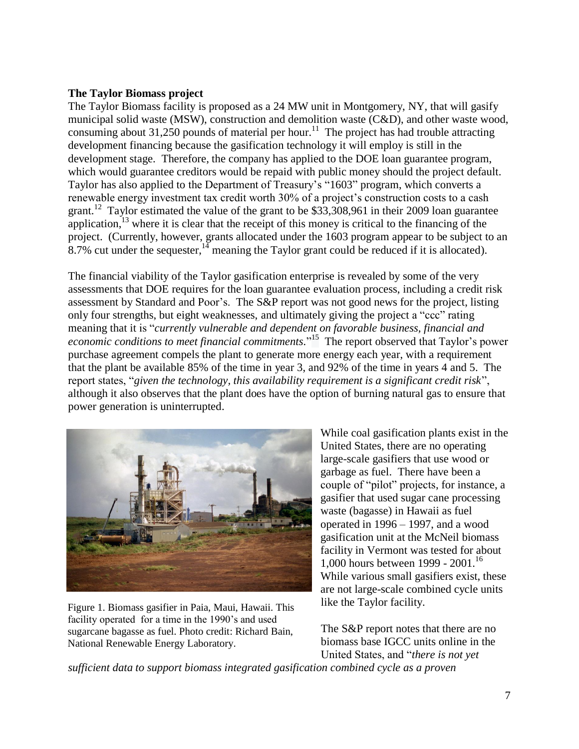**The Taylor Biomass project**

The Taylor Biomass facility is proposed as a 24 MW unit in Montgomery, NY, that will gasify municipal solid waste (MSW), construction and demolition waste (C&D), and other waste wood, consuming about 31,250 pounds of material per hour.[11] The project has had trouble attracting development financing because the gasification technology it will employ is still in the development stage. Therefore, the company has applied to the DOE loan guarantee program, which would guarantee creditors would be repaid with public money should the project default. Taylor has also applied to the Department of Treasury's "1603" program, which converts a renewable energy investment tax credit worth 30% of a project's construction costs to a cash grant.[12] Taylor estimated the value of the grant to be $33,308,961 in their 2009 loan guarantee application,[13] where it is clear that the receipt of this money is critical to the financing of the project. (Currently, however, grants allocated under the 1603 program appear to be subject to an 8.7% cut under the sequester,[14] meaning the Taylor grant could be reduced if it is allocated).

The financial viability of the Taylor gasification enterprise is revealed by some of the very assessments that DOE requires for the loan guarantee evaluation process, including a credit risk assessment by Standard and Poor's. The S&P report was not good news for the project, listing only four strengths, but eight weaknesses, and ultimately giving the project a "ccc" rating meaning that it is "*currently vulnerable and dependent on favorable business, financial and economic conditions to meet financial commitments*."[15] The report observed that Taylor's power purchase agreement compels the plant to generate more energy each year, with a requirement that the plant be available 85% of the time in year 3, and 92% of the time in years 4 and 5. The report states, "*given the technology, this availability requirement is a significant credit risk*", although it also observes that the plant does have the option of burning natural gas to ensure that power generation is uninterrupted.

Figure 1. Biomass gasifier in Paia, Maui, Hawaii. This facility operated for a time in the 1990's and used sugarcane bagasse as fuel. Photo credit: Richard Bain, National Renewable Energy Laboratory.

While coal gasification plants exist in the United States, there are no operating large-scale gasifiers that use wood or garbage as fuel. There have been a couple of "pilot" projects, for instance, a gasifier that used sugar cane processing waste (bagasse) in Hawaii as fuel operated in 1996 – 1997, and a wood gasification unit at the McNeil biomass facility in Vermont was tested for about 1,000 hours between 1999 - 2001.[16] While various small gasifiers exist, these are not large-scale combined cycle units like the Taylor facility.

The S&P report notes that there are no biomass base IGCC units online in the United States, and "*there is not yet sufficient data to support biomass integrated gasification combined cycle as a proven*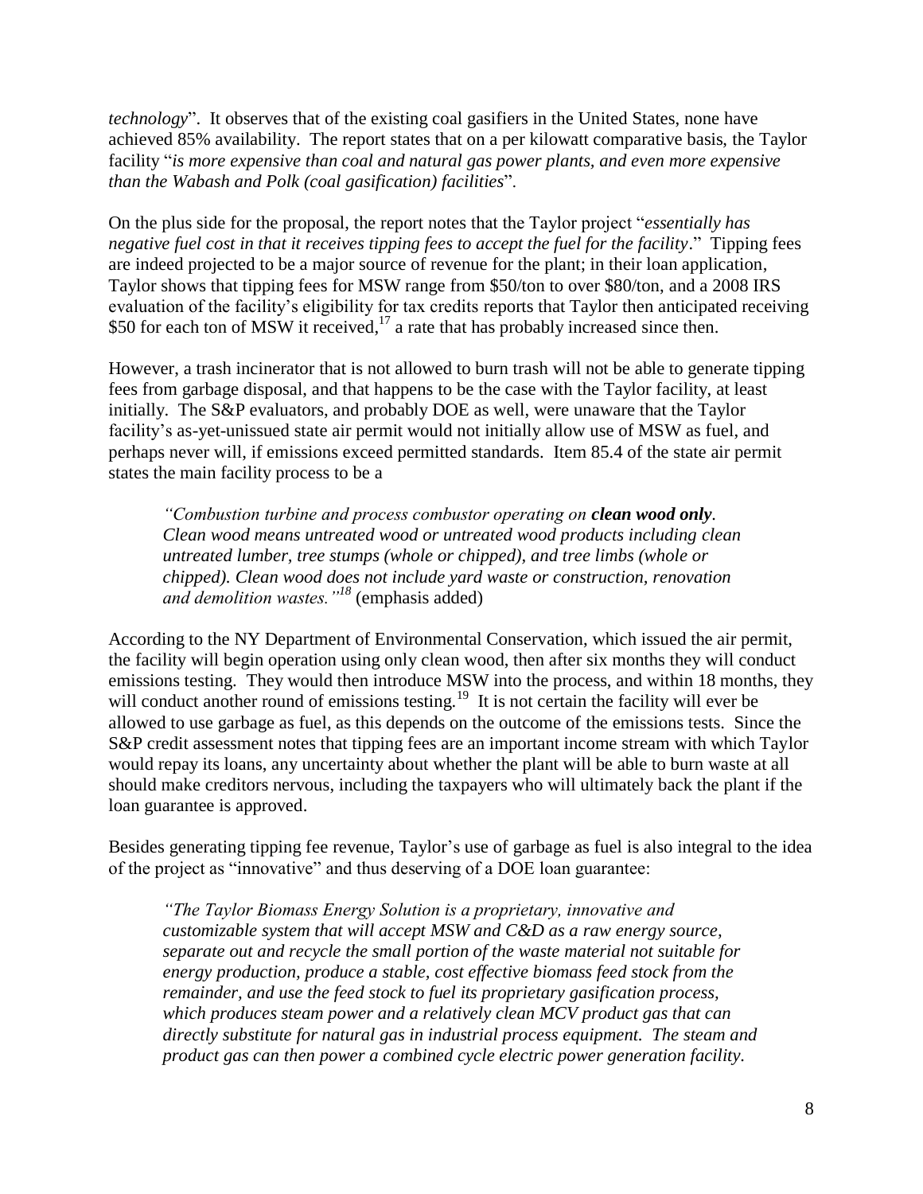*technology*". It observes that of the existing coal gasifiers in the United States, none have achieved 85% availability. The report states that on a per kilowatt comparative basis, the Taylor facility "*is more expensive than coal and natural gas power plants, and even more expensive than the Wabash and Polk (coal gasification) facilities*".

On the plus side for the proposal, the report notes that the Taylor project "*essentially has negative fuel cost in that it receives tipping fees to accept the fuel for the facility*." Tipping fees are indeed projected to be a major source of revenue for the plant; in their loan application, Taylor shows that tipping fees for MSW range from \$50/ton to over \$80/ton, and a 2008 IRS evaluation of the facility's eligibility for tax credits reports that Taylor then anticipated receiving \$50 for each ton of MSW it received,[17] a rate that has probably increased since then.

However, a trash incinerator that is not allowed to burn trash will not be able to generate tipping fees from garbage disposal, and that happens to be the case with the Taylor facility, at least initially. The S&P evaluators, and probably DOE as well, were unaware that the Taylor facility's as-yet-unissued state air permit would not initially allow use of MSW as fuel, and perhaps never will, if emissions exceed permitted standards. Item 85.4 of the state air permit states the main facility process to be a

> *"Combustion turbine and process combustor operating on* ***clean wood only****. Clean wood means untreated wood or untreated wood products including clean untreated lumber, tree stumps (whole or chipped), and tree limbs (whole or chipped). Clean wood does not include yard waste or construction, renovation and demolition wastes."*[18] (emphasis added)

According to the NY Department of Environmental Conservation, which issued the air permit, the facility will begin operation using only clean wood, then after six months they will conduct emissions testing. They would then introduce MSW into the process, and within 18 months, they will conduct another round of emissions testing.[19] It is not certain the facility will ever be allowed to use garbage as fuel, as this depends on the outcome of the emissions tests. Since the S&P credit assessment notes that tipping fees are an important income stream with which Taylor would repay its loans, any uncertainty about whether the plant will be able to burn waste at all should make creditors nervous, including the taxpayers who will ultimately back the plant if the loan guarantee is approved.

Besides generating tipping fee revenue, Taylor's use of garbage as fuel is also integral to the idea of the project as "innovative" and thus deserving of a DOE loan guarantee:

> *"The Taylor Biomass Energy Solution is a proprietary, innovative and customizable system that will accept MSW and C&D as a raw energy source, separate out and recycle the small portion of the waste material not suitable for energy production, produce a stable, cost effective biomass feed stock from the remainder, and use the feed stock to fuel its proprietary gasification process, which produces steam power and a relatively clean MCV product gas that can directly substitute for natural gas in industrial process equipment. The steam and product gas can then power a combined cycle electric power generation facility.*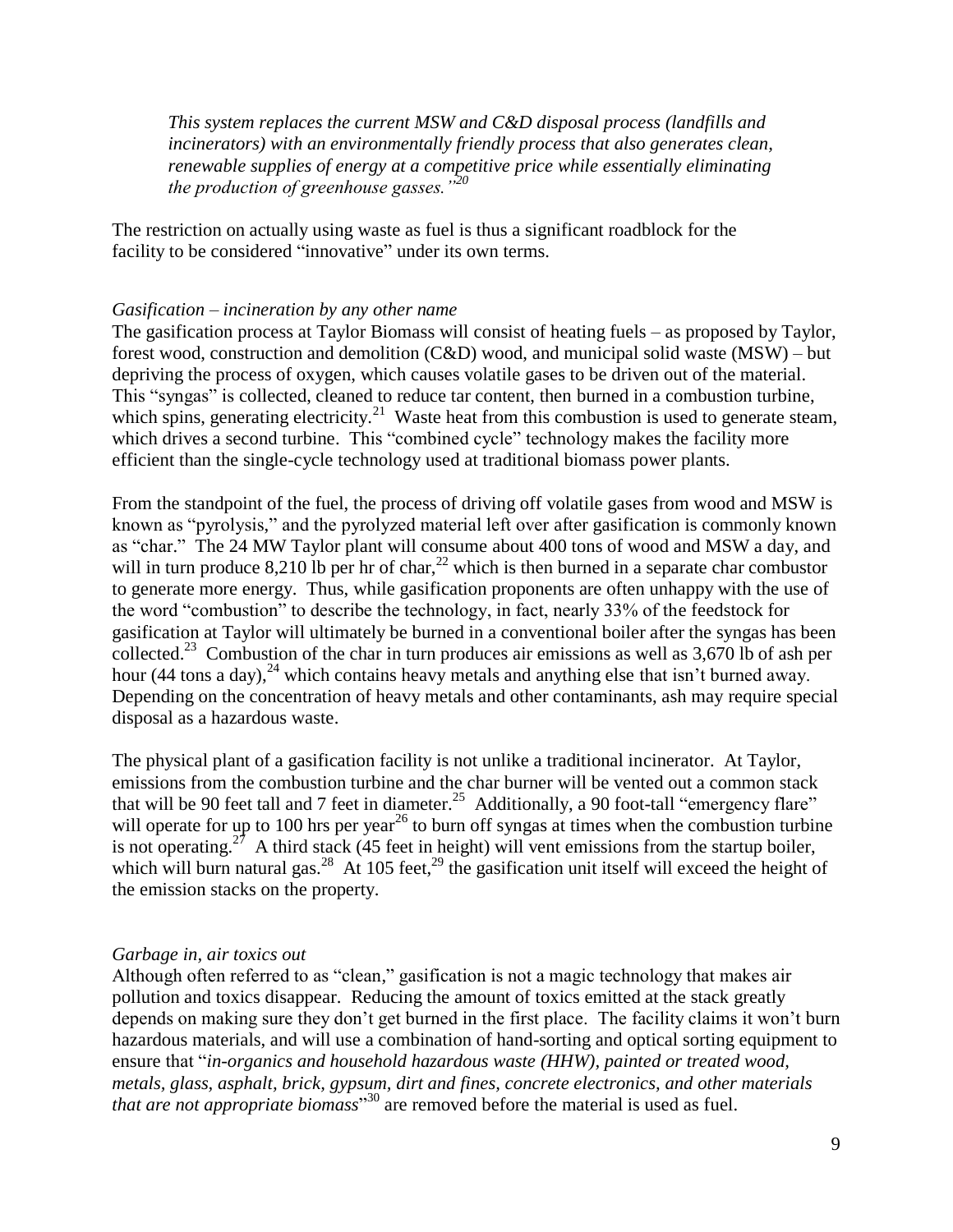*This system replaces the current MSW and C&D disposal process (landfills and incinerators) with an environmentally friendly process that also generates clean, renewable supplies of energy at a competitive price while essentially eliminating the production of greenhouse gasses."*[20]

The restriction on actually using waste as fuel is thus a significant roadblock for the facility to be considered "innovative" under its own terms.

*Gasification – incineration by any other name*

The gasification process at Taylor Biomass will consist of heating fuels – as proposed by Taylor, forest wood, construction and demolition (C&D) wood, and municipal solid waste (MSW) – but depriving the process of oxygen, which causes volatile gases to be driven out of the material. This "syngas" is collected, cleaned to reduce tar content, then burned in a combustion turbine, which spins, generating electricity.[21] Waste heat from this combustion is used to generate steam, which drives a second turbine. This "combined cycle" technology makes the facility more efficient than the single-cycle technology used at traditional biomass power plants.

From the standpoint of the fuel, the process of driving off volatile gases from wood and MSW is known as "pyrolysis," and the pyrolyzed material left over after gasification is commonly known as "char." The 24 MW Taylor plant will consume about 400 tons of wood and MSW a day, and will in turn produce 8,210 lb per hr of char,[22] which is then burned in a separate char combustor to generate more energy. Thus, while gasification proponents are often unhappy with the use of the word "combustion" to describe the technology, in fact, nearly 33% of the feedstock for gasification at Taylor will ultimately be burned in a conventional boiler after the syngas has been collected.[23] Combustion of the char in turn produces air emissions as well as 3,670 lb of ash per hour (44 tons a day),[24] which contains heavy metals and anything else that isn't burned away. Depending on the concentration of heavy metals and other contaminants, ash may require special disposal as a hazardous waste.

The physical plant of a gasification facility is not unlike a traditional incinerator. At Taylor, emissions from the combustion turbine and the char burner will be vented out a common stack that will be 90 feet tall and 7 feet in diameter.[25] Additionally, a 90 foot-tall "emergency flare" will operate for up to 100 hrs per year[26] to burn off syngas at times when the combustion turbine is not operating.[27] A third stack (45 feet in height) will vent emissions from the startup boiler, which will burn natural gas.[28] At 105 feet,[29] the gasification unit itself will exceed the height of the emission stacks on the property.

*Garbage in, air toxics out*

Although often referred to as "clean," gasification is not a magic technology that makes air pollution and toxics disappear. Reducing the amount of toxics emitted at the stack greatly depends on making sure they don't get burned in the first place. The facility claims it won't burn hazardous materials, and will use a combination of hand-sorting and optical sorting equipment to ensure that "*in-organics and household hazardous waste (HHW), painted or treated wood, metals, glass, asphalt, brick, gypsum, dirt and fines, concrete electronics, and other materials that are not appropriate biomass*"[30] are removed before the material is used as fuel.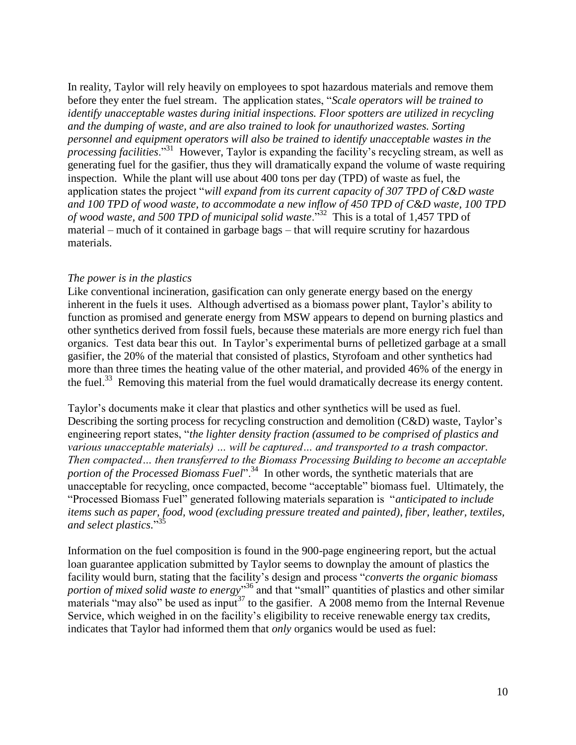In reality, Taylor will rely heavily on employees to spot hazardous materials and remove them before they enter the fuel stream. The application states, "*Scale operators will be trained to identify unacceptable wastes during initial inspections. Floor spotters are utilized in recycling and the dumping of waste, and are also trained to look for unauthorized wastes. Sorting personnel and equipment operators will also be trained to identify unacceptable wastes in the processing facilities*."[31] However, Taylor is expanding the facility's recycling stream, as well as generating fuel for the gasifier, thus they will dramatically expand the volume of waste requiring inspection. While the plant will use about 400 tons per day (TPD) of waste as fuel, the application states the project "*will expand from its current capacity of 307 TPD of C&D waste and 100 TPD of wood waste, to accommodate a new inflow of 450 TPD of C&D waste, 100 TPD of wood waste, and 500 TPD of municipal solid waste*."[32] This is a total of 1,457 TPD of material – much of it contained in garbage bags – that will require scrutiny for hazardous materials.

*The power is in the plastics*

Like conventional incineration, gasification can only generate energy based on the energy inherent in the fuels it uses. Although advertised as a biomass power plant, Taylor's ability to function as promised and generate energy from MSW appears to depend on burning plastics and other synthetics derived from fossil fuels, because these materials are more energy rich fuel than organics. Test data bear this out. In Taylor's experimental burns of pelletized garbage at a small gasifier, the 20% of the material that consisted of plastics, Styrofoam and other synthetics had more than three times the heating value of the other material, and provided 46% of the energy in the fuel.[33] Removing this material from the fuel would dramatically decrease its energy content.

Taylor's documents make it clear that plastics and other synthetics will be used as fuel. Describing the sorting process for recycling construction and demolition (C&D) waste, Taylor's engineering report states, "*the lighter density fraction (assumed to be comprised of plastics and various unacceptable materials) … will be captured… and transported to a trash compactor. Then compacted… then transferred to the Biomass Processing Building to become an acceptable portion of the Processed Biomass Fuel*".[34] In other words, the synthetic materials that are unacceptable for recycling, once compacted, become "acceptable" biomass fuel. Ultimately, the "Processed Biomass Fuel" generated following materials separation is "*anticipated to include items such as paper, food, wood (excluding pressure treated and painted), fiber, leather, textiles, and select plastics*."[35]

Information on the fuel composition is found in the 900-page engineering report, but the actual loan guarantee application submitted by Taylor seems to downplay the amount of plastics the facility would burn, stating that the facility's design and process "*converts the organic biomass portion of mixed solid waste to energy*"[36] and that "small" quantities of plastics and other similar materials "may also" be used as input[37] to the gasifier. A 2008 memo from the Internal Revenue Service, which weighed in on the facility's eligibility to receive renewable energy tax credits, indicates that Taylor had informed them that *only* organics would be used as fuel: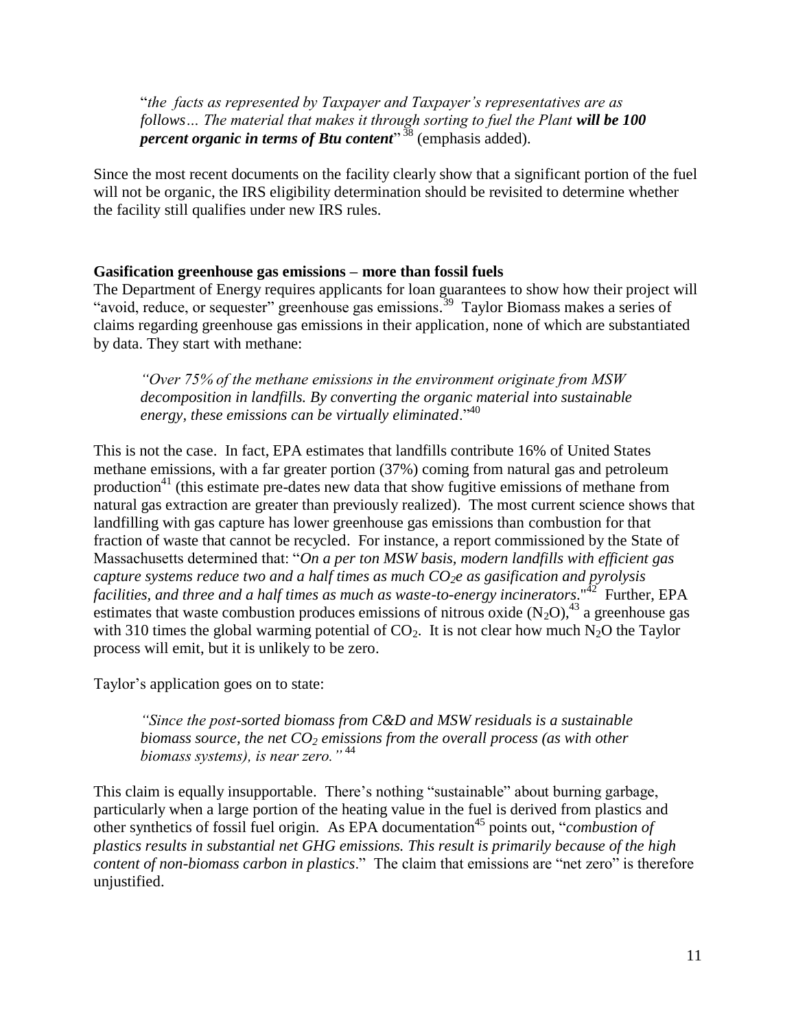> "*the facts as represented by Taxpayer and Taxpayer's representatives are as follows… The material that makes it through sorting to fuel the Plant **will be 100 percent organic in terms of Btu content***" [38] (emphasis added).

Since the most recent documents on the facility clearly show that a significant portion of the fuel will not be organic, the IRS eligibility determination should be revisited to determine whether the facility still qualifies under new IRS rules.

**Gasification greenhouse gas emissions – more than fossil fuels**

The Department of Energy requires applicants for loan guarantees to show how their project will "avoid, reduce, or sequester" greenhouse gas emissions.[39] Taylor Biomass makes a series of claims regarding greenhouse gas emissions in their application, none of which are substantiated by data. They start with methane:

> *"Over 75% of the methane emissions in the environment originate from MSW decomposition in landfills. By converting the organic material into sustainable energy, these emissions can be virtually eliminated*."[40]

This is not the case. In fact, EPA estimates that landfills contribute 16% of United States methane emissions, with a far greater portion (37%) coming from natural gas and petroleum production[41] (this estimate pre-dates new data that show fugitive emissions of methane from natural gas extraction are greater than previously realized). The most current science shows that landfilling with gas capture has lower greenhouse gas emissions than combustion for that fraction of waste that cannot be recycled. For instance, a report commissioned by the State of Massachusetts determined that: "*On a per ton MSW basis, modern landfills with efficient gas capture systems reduce two and a half times as much $CO_2e$ as gasification and pyrolysis facilities, and three and a half times as much as waste-to-energy incinerators*."[42] Further, EPA estimates that waste combustion produces emissions of nitrous oxide ($N_2O$),[43] a greenhouse gas with 310 times the global warming potential of $CO_2$. It is not clear how much $N_2O$ the Taylor process will emit, but it is unlikely to be zero.

Taylor's application goes on to state:

> *"Since the post-sorted biomass from C&D and MSW residuals is a sustainable biomass source, the net $CO_2$ emissions from the overall process (as with other biomass systems), is near zero."* [44]

This claim is equally insupportable. There's nothing "sustainable" about burning garbage, particularly when a large portion of the heating value in the fuel is derived from plastics and other synthetics of fossil fuel origin. As EPA documentation[45] points out, "*combustion of plastics results in substantial net GHG emissions. This result is primarily because of the high content of non-biomass carbon in plastics*." The claim that emissions are "net zero" is therefore unjustified.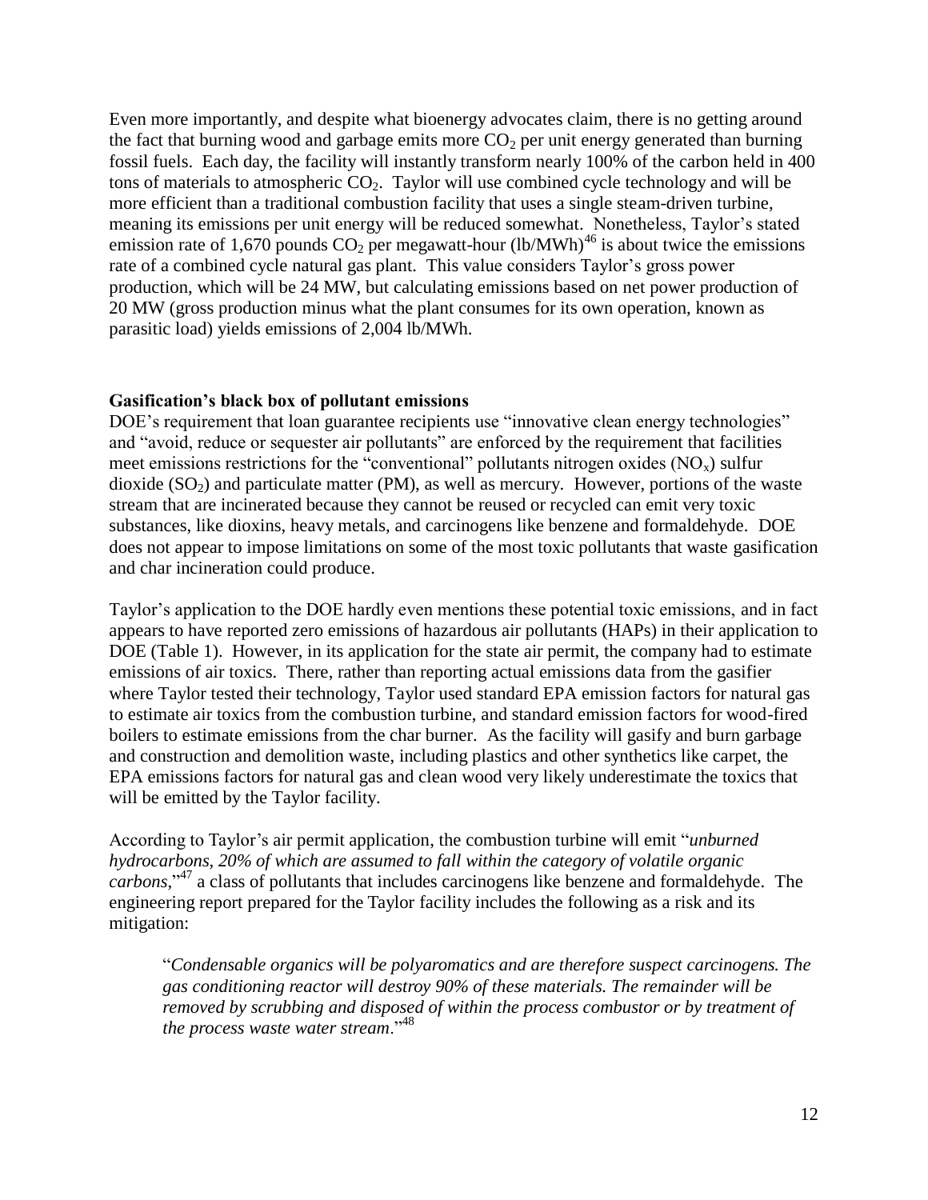Even more importantly, and despite what bioenergy advocates claim, there is no getting around the fact that burning wood and garbage emits more $CO_2$ per unit energy generated than burning fossil fuels. Each day, the facility will instantly transform nearly 100% of the carbon held in 400 tons of materials to atmospheric $CO_2$. Taylor will use combined cycle technology and will be more efficient than a traditional combustion facility that uses a single steam-driven turbine, meaning its emissions per unit energy will be reduced somewhat. Nonetheless, Taylor's stated emission rate of 1,670 pounds $CO_2$ per megawatt-hour (lb/MWh)[46] is about twice the emissions rate of a combined cycle natural gas plant. This value considers Taylor's gross power production, which will be 24 MW, but calculating emissions based on net power production of 20 MW (gross production minus what the plant consumes for its own operation, known as parasitic load) yields emissions of 2,004 lb/MWh.

**Gasification's black box of pollutant emissions**

DOE's requirement that loan guarantee recipients use "innovative clean energy technologies" and "avoid, reduce or sequester air pollutants" are enforced by the requirement that facilities meet emissions restrictions for the "conventional" pollutants nitrogen oxides ($NO_x$) sulfur dioxide ($SO_2$) and particulate matter (PM), as well as mercury. However, portions of the waste stream that are incinerated because they cannot be reused or recycled can emit very toxic substances, like dioxins, heavy metals, and carcinogens like benzene and formaldehyde. DOE does not appear to impose limitations on some of the most toxic pollutants that waste gasification and char incineration could produce.

Taylor's application to the DOE hardly even mentions these potential toxic emissions, and in fact appears to have reported zero emissions of hazardous air pollutants (HAPs) in their application to DOE (Table 1). However, in its application for the state air permit, the company had to estimate emissions of air toxics. There, rather than reporting actual emissions data from the gasifier where Taylor tested their technology, Taylor used standard EPA emission factors for natural gas to estimate air toxics from the combustion turbine, and standard emission factors for wood-fired boilers to estimate emissions from the char burner. As the facility will gasify and burn garbage and construction and demolition waste, including plastics and other synthetics like carpet, the EPA emissions factors for natural gas and clean wood very likely underestimate the toxics that will be emitted by the Taylor facility.

According to Taylor's air permit application, the combustion turbine will emit "*unburned hydrocarbons, 20% of which are assumed to fall within the category of volatile organic carbons*,"[47] a class of pollutants that includes carcinogens like benzene and formaldehyde. The engineering report prepared for the Taylor facility includes the following as a risk and its mitigation:

> "*Condensable organics will be polyaromatics and are therefore suspect carcinogens. The gas conditioning reactor will destroy 90% of these materials. The remainder will be removed by scrubbing and disposed of within the process combustor or by treatment of the process waste water stream*."[48]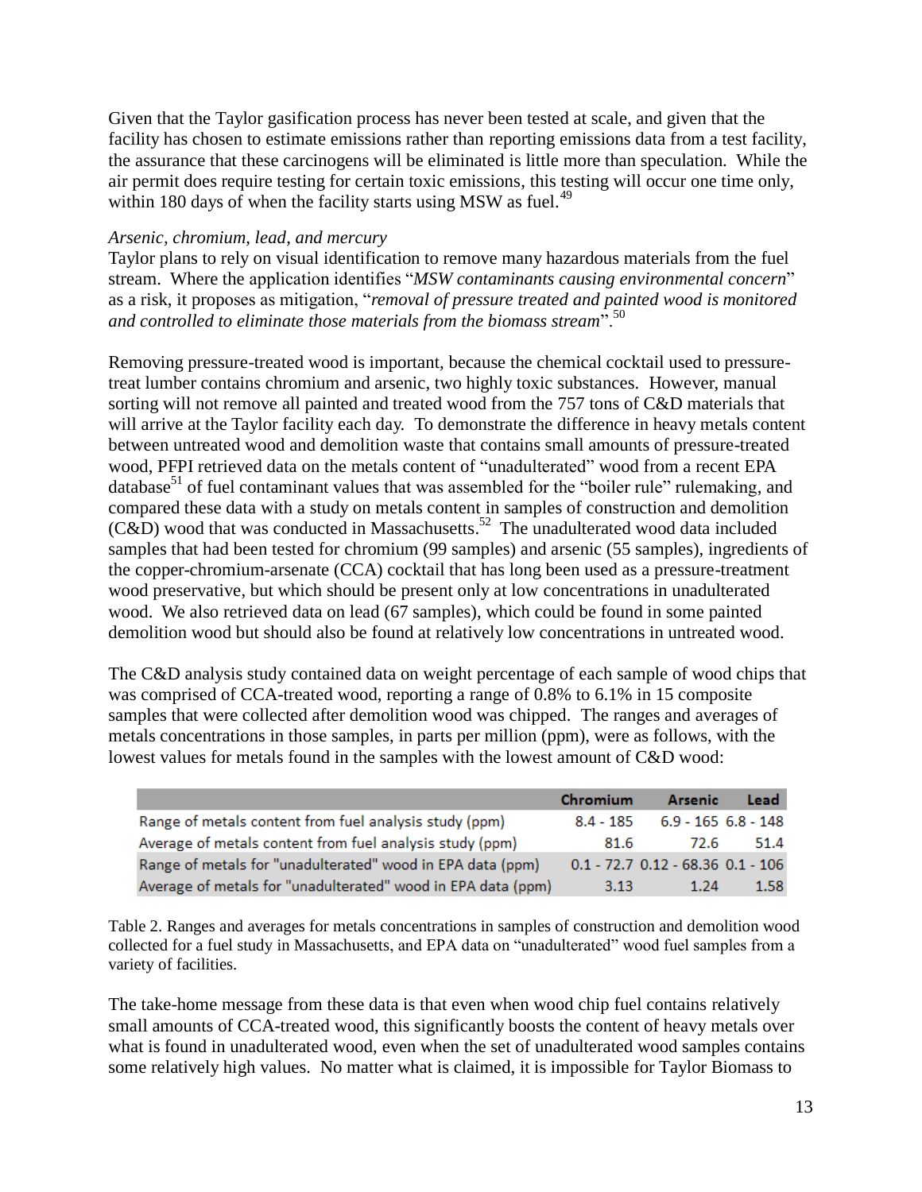Given that the Taylor gasification process has never been tested at scale, and given that the facility has chosen to estimate emissions rather than reporting emissions data from a test facility, the assurance that these carcinogens will be eliminated is little more than speculation. While the air permit does require testing for certain toxic emissions, this testing will occur one time only, within 180 days of when the facility starts using MSW as fuel.[49]

*Arsenic, chromium, lead, and mercury*

Taylor plans to rely on visual identification to remove many hazardous materials from the fuel stream. Where the application identifies "*MSW contaminants causing environmental concern*" as a risk, it proposes as mitigation, "*removal of pressure treated and painted wood is monitored and controlled to eliminate those materials from the biomass stream*".[50]

Removing pressure-treated wood is important, because the chemical cocktail used to pressure-treat lumber contains chromium and arsenic, two highly toxic substances. However, manual sorting will not remove all painted and treated wood from the 757 tons of C&D materials that will arrive at the Taylor facility each day. To demonstrate the difference in heavy metals content between untreated wood and demolition waste that contains small amounts of pressure-treated wood, PFPI retrieved data on the metals content of "unadulterated" wood from a recent EPA database[51] of fuel contaminant values that was assembled for the "boiler rule" rulemaking, and compared these data with a study on metals content in samples of construction and demolition (C&D) wood that was conducted in Massachusetts.[52] The unadulterated wood data included samples that had been tested for chromium (99 samples) and arsenic (55 samples), ingredients of the copper-chromium-arsenate (CCA) cocktail that has long been used as a pressure-treatment wood preservative, but which should be present only at low concentrations in unadulterated wood. We also retrieved data on lead (67 samples), which could be found in some painted demolition wood but should also be found at relatively low concentrations in untreated wood.

The C&D analysis study contained data on weight percentage of each sample of wood chips that was comprised of CCA-treated wood, reporting a range of 0.8% to 6.1% in 15 composite samples that were collected after demolition wood was chipped. The ranges and averages of metals concentrations in those samples, in parts per million (ppm), were as follows, with the lowest values for metals found in the samples with the lowest amount of C&D wood:

| | Chromium | Arsenic | Lead |
|---|---|---|---|
| Range of metals content from fuel analysis study (ppm) | 8.4 - 185 | 6.9 - 165 | 6.8 - 148 |
| Average of metals content from fuel analysis study (ppm) | 81.6 | 72.6 | 51.4 |
| Range of metals for "unadulterated" wood in EPA data (ppm) | 0.1 - 72.7 | 0.12 - 68.36 | 0.1 - 106 |
| Average of metals for "unadulterated" wood in EPA data (ppm) | 3.13 | 1.24 | 1.58 |

Table 2. Ranges and averages for metals concentrations in samples of construction and demolition wood collected for a fuel study in Massachusetts, and EPA data on "unadulterated" wood fuel samples from a variety of facilities.

The take-home message from these data is that even when wood chip fuel contains relatively small amounts of CCA-treated wood, this significantly boosts the content of heavy metals over what is found in unadulterated wood, even when the set of unadulterated wood samples contains some relatively high values. No matter what is claimed, it is impossible for Taylor Biomass to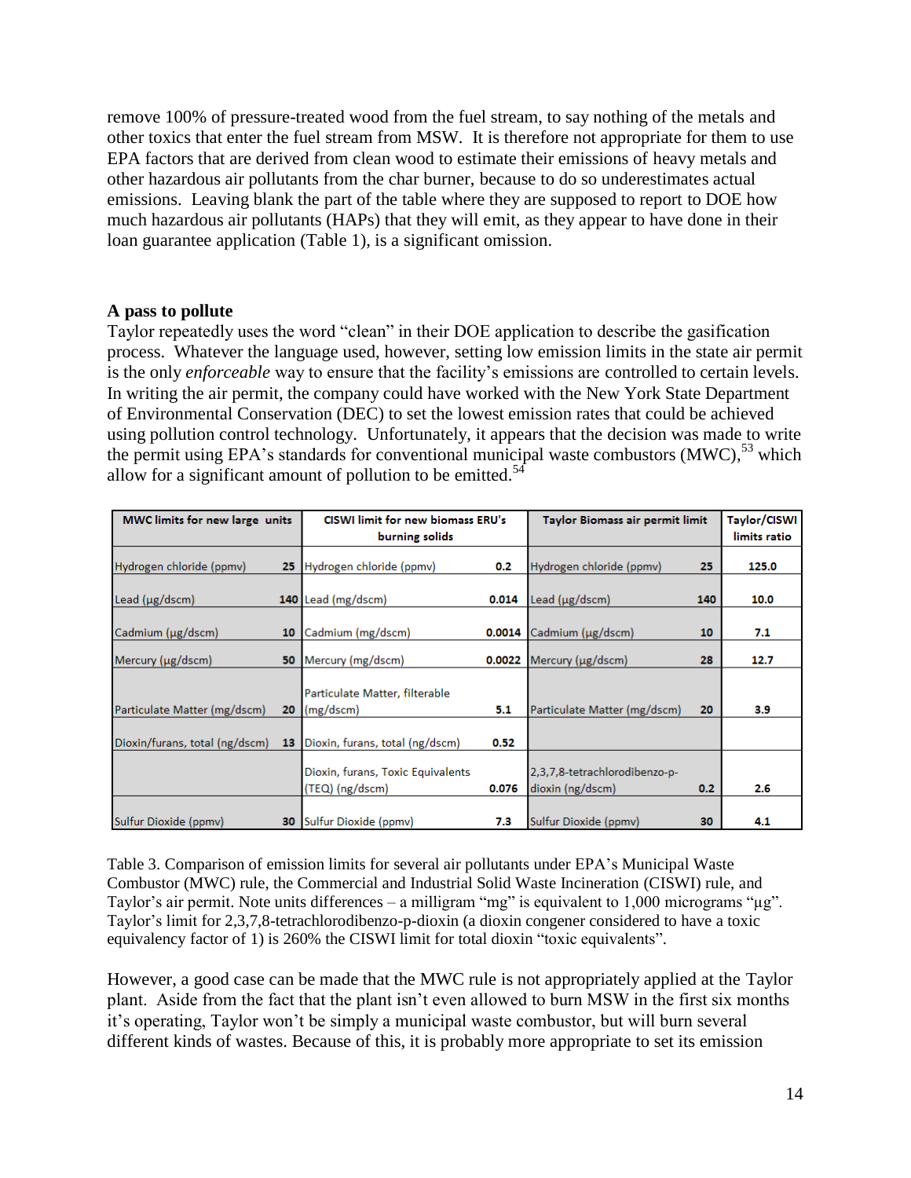remove 100% of pressure-treated wood from the fuel stream, to say nothing of the metals and other toxics that enter the fuel stream from MSW. It is therefore not appropriate for them to use EPA factors that are derived from clean wood to estimate their emissions of heavy metals and other hazardous air pollutants from the char burner, because to do so underestimates actual emissions. Leaving blank the part of the table where they are supposed to report to DOE how much hazardous air pollutants (HAPs) that they will emit, as they appear to have done in their loan guarantee application (Table 1), is a significant omission.

**A pass to pollute**

Taylor repeatedly uses the word "clean" in their DOE application to describe the gasification process. Whatever the language used, however, setting low emission limits in the state air permit is the only *enforceable* way to ensure that the facility's emissions are controlled to certain levels. In writing the air permit, the company could have worked with the New York State Department of Environmental Conservation (DEC) to set the lowest emission rates that could be achieved using pollution control technology. Unfortunately, it appears that the decision was made to write the permit using EPA's standards for conventional municipal waste combustors (MWC),[53] which allow for a significant amount of pollution to be emitted.[54]

| MWC limits for new large units | | CISWI limit for new biomass ERU's burning solids | | Taylor Biomass air permit limit | | Taylor/CISWI limits ratio |
|---|---|---|---|---|---|---|
| Hydrogen chloride (ppmv) | 25 | Hydrogen chloride (ppmv) | 0.2 | Hydrogen chloride (ppmv) | 25 | 125.0 |
| Lead (µg/dscm) | 140 | Lead (mg/dscm) | 0.014 | Lead (µg/dscm) | 140 | 10.0 |
| Cadmium (µg/dscm) | 10 | Cadmium (mg/dscm) | 0.0014 | Cadmium (µg/dscm) | 10 | 7.1 |
| Mercury (µg/dscm) | 50 | Mercury (mg/dscm) | 0.0022 | Mercury (µg/dscm) | 28 | 12.7 |
| Particulate Matter (mg/dscm) | 20 | Particulate Matter, filterable (mg/dscm) | 5.1 | Particulate Matter (mg/dscm) | 20 | 3.9 |
| Dioxin/furans, total (ng/dscm) | 13 | Dioxin, furans, total (ng/dscm) | 0.52 | | | |
| | | Dioxin, furans, Toxic Equivalents (TEQ) (ng/dscm) | 0.076 | 2,3,7,8-tetrachlorodibenzo-p-dioxin (ng/dscm) | 0.2 | 2.6 |
| Sulfur Dioxide (ppmv) | 30 | Sulfur Dioxide (ppmv) | 7.3 | Sulfur Dioxide (ppmv) | 30 | 4.1 |

Table 3. Comparison of emission limits for several air pollutants under EPA's Municipal Waste Combustor (MWC) rule, the Commercial and Industrial Solid Waste Incineration (CISWI) rule, and Taylor's air permit. Note units differences – a milligram "mg" is equivalent to 1,000 micrograms "µg". Taylor's limit for 2,3,7,8-tetrachlorodibenzo-p-dioxin (a dioxin congener considered to have a toxic equivalency factor of 1) is 260% the CISWI limit for total dioxin "toxic equivalents".

However, a good case can be made that the MWC rule is not appropriately applied at the Taylor plant. Aside from the fact that the plant isn't even allowed to burn MSW in the first six months it's operating, Taylor won't be simply a municipal waste combustor, but will burn several different kinds of wastes. Because of this, it is probably more appropriate to set its emission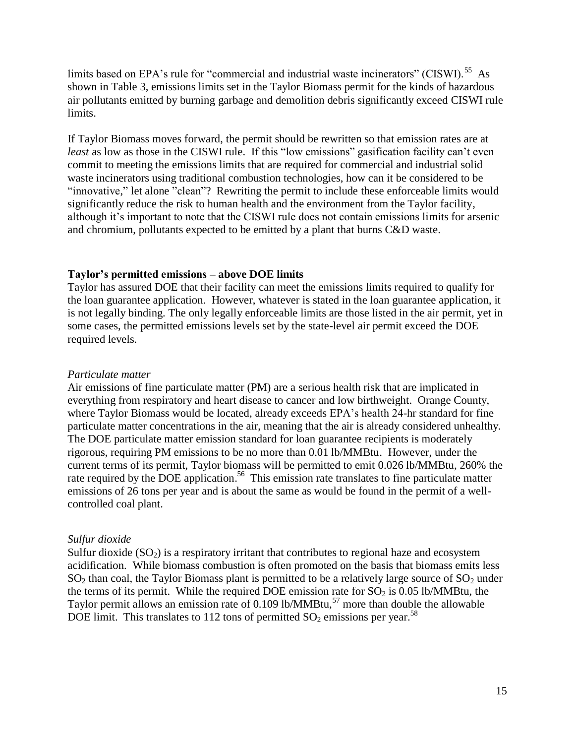limits based on EPA's rule for "commercial and industrial waste incinerators" (CISWI).[55] As shown in Table 3, emissions limits set in the Taylor Biomass permit for the kinds of hazardous air pollutants emitted by burning garbage and demolition debris significantly exceed CISWI rule limits.

If Taylor Biomass moves forward, the permit should be rewritten so that emission rates are at *least* as low as those in the CISWI rule. If this "low emissions" gasification facility can't even commit to meeting the emissions limits that are required for commercial and industrial solid waste incinerators using traditional combustion technologies, how can it be considered to be "innovative," let alone "clean"? Rewriting the permit to include these enforceable limits would significantly reduce the risk to human health and the environment from the Taylor facility, although it's important to note that the CISWI rule does not contain emissions limits for arsenic and chromium, pollutants expected to be emitted by a plant that burns C&D waste.

**Taylor's permitted emissions – above DOE limits**

Taylor has assured DOE that their facility can meet the emissions limits required to qualify for the loan guarantee application. However, whatever is stated in the loan guarantee application, it is not legally binding. The only legally enforceable limits are those listed in the air permit, yet in some cases, the permitted emissions levels set by the state-level air permit exceed the DOE required levels.

*Particulate matter*

Air emissions of fine particulate matter (PM) are a serious health risk that are implicated in everything from respiratory and heart disease to cancer and low birthweight. Orange County, where Taylor Biomass would be located, already exceeds EPA's health 24-hr standard for fine particulate matter concentrations in the air, meaning that the air is already considered unhealthy. The DOE particulate matter emission standard for loan guarantee recipients is moderately rigorous, requiring PM emissions to be no more than 0.01 lb/MMBtu. However, under the current terms of its permit, Taylor biomass will be permitted to emit 0.026 lb/MMBtu, 260% the rate required by the DOE application.[56] This emission rate translates to fine particulate matter emissions of 26 tons per year and is about the same as would be found in the permit of a well-controlled coal plant.

*Sulfur dioxide*

Sulfur dioxide ($SO_2$) is a respiratory irritant that contributes to regional haze and ecosystem acidification. While biomass combustion is often promoted on the basis that biomass emits less $SO_2$ than coal, the Taylor Biomass plant is permitted to be a relatively large source of $SO_2$ under the terms of its permit. While the required DOE emission rate for $SO_2$ is 0.05 lb/MMBtu, the Taylor permit allows an emission rate of 0.109 lb/MMBtu,[57] more than double the allowable DOE limit. This translates to 112 tons of permitted $SO_2$ emissions per year.[58]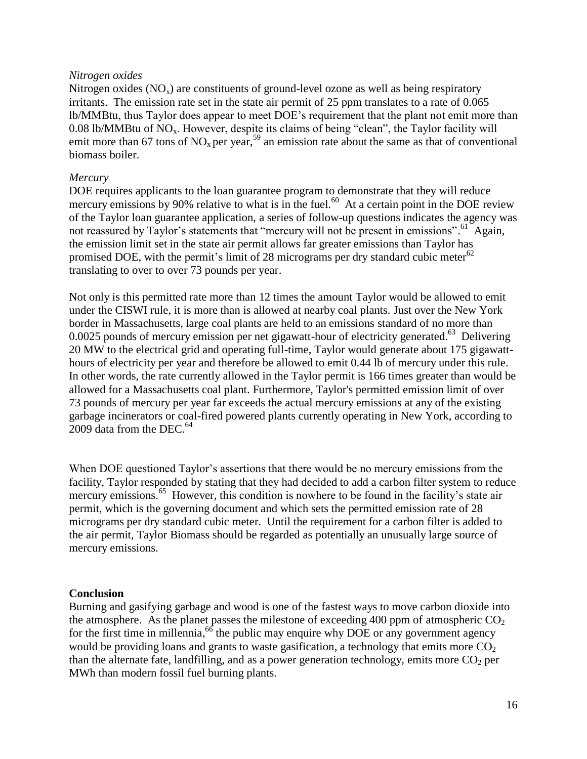*Nitrogen oxides*

Nitrogen oxides ($NO_x$) are constituents of ground-level ozone as well as being respiratory irritants. The emission rate set in the state air permit of 25 ppm translates to a rate of 0.065 lb/MMBtu, thus Taylor does appear to meet DOE's requirement that the plant not emit more than 0.08 lb/MMBtu of $NO_x$. However, despite its claims of being "clean", the Taylor facility will emit more than 67 tons of $NO_x$ per year,[59] an emission rate about the same as that of conventional biomass boiler.

*Mercury*

DOE requires applicants to the loan guarantee program to demonstrate that they will reduce mercury emissions by 90% relative to what is in the fuel.[60] At a certain point in the DOE review of the Taylor loan guarantee application, a series of follow-up questions indicates the agency was not reassured by Taylor's statements that "mercury will not be present in emissions".[61] Again, the emission limit set in the state air permit allows far greater emissions than Taylor has promised DOE, with the permit's limit of 28 micrograms per dry standard cubic meter[62] translating to over to over 73 pounds per year.

Not only is this permitted rate more than 12 times the amount Taylor would be allowed to emit under the CISWI rule, it is more than is allowed at nearby coal plants. Just over the New York border in Massachusetts, large coal plants are held to an emissions standard of no more than 0.0025 pounds of mercury emission per net gigawatt-hour of electricity generated.[63] Delivering 20 MW to the electrical grid and operating full-time, Taylor would generate about 175 gigawatt-hours of electricity per year and therefore be allowed to emit 0.44 lb of mercury under this rule. In other words, the rate currently allowed in the Taylor permit is 166 times greater than would be allowed for a Massachusetts coal plant. Furthermore, Taylor's permitted emission limit of over 73 pounds of mercury per year far exceeds the actual mercury emissions at any of the existing garbage incinerators or coal-fired powered plants currently operating in New York, according to 2009 data from the DEC.[64]

When DOE questioned Taylor's assertions that there would be no mercury emissions from the facility, Taylor responded by stating that they had decided to add a carbon filter system to reduce mercury emissions.[65] However, this condition is nowhere to be found in the facility's state air permit, which is the governing document and which sets the permitted emission rate of 28 micrograms per dry standard cubic meter. Until the requirement for a carbon filter is added to the air permit, Taylor Biomass should be regarded as potentially an unusually large source of mercury emissions.

**Conclusion**

Burning and gasifying garbage and wood is one of the fastest ways to move carbon dioxide into the atmosphere. As the planet passes the milestone of exceeding 400 ppm of atmospheric $CO_2$ for the first time in millennia,[66] the public may enquire why DOE or any government agency would be providing loans and grants to waste gasification, a technology that emits more $CO_2$ than the alternate fate, landfilling, and as a power generation technology, emits more $CO_2$ per MWh than modern fossil fuel burning plants.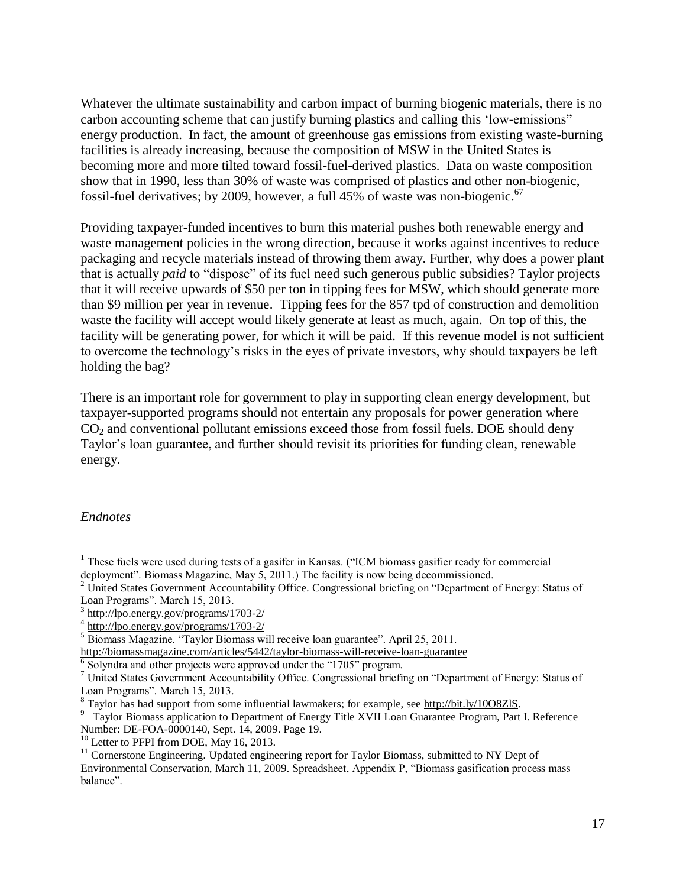Whatever the ultimate sustainability and carbon impact of burning biogenic materials, there is no carbon accounting scheme that can justify burning plastics and calling this 'low-emissions" energy production. In fact, the amount of greenhouse gas emissions from existing waste-burning facilities is already increasing, because the composition of MSW in the United States is becoming more and more tilted toward fossil-fuel-derived plastics. Data on waste composition show that in 1990, less than 30% of waste was comprised of plastics and other non-biogenic, fossil-fuel derivatives; by 2009, however, a full 45% of waste was non-biogenic.[67]

Providing taxpayer-funded incentives to burn this material pushes both renewable energy and waste management policies in the wrong direction, because it works against incentives to reduce packaging and recycle materials instead of throwing them away. Further, why does a power plant that is actually *paid* to "dispose" of its fuel need such generous public subsidies? Taylor projects that it will receive upwards of $50 per ton in tipping fees for MSW, which should generate more than $9 million per year in revenue. Tipping fees for the 857 tpd of construction and demolition waste the facility will accept would likely generate at least as much, again. On top of this, the facility will be generating power, for which it will be paid. If this revenue model is not sufficient to overcome the technology's risks in the eyes of private investors, why should taxpayers be left holding the bag?

There is an important role for government to play in supporting clean energy development, but taxpayer-supported programs should not entertain any proposals for power generation where $CO_2$ and conventional pollutant emissions exceed those from fossil fuels. DOE should deny Taylor's loan guarantee, and further should revisit its priorities for funding clean, renewable energy.

*Endnotes*

---

[1] These fuels were used during tests of a gasifer in Kansas. ("ICM biomass gasifier ready for commercial deployment". Biomass Magazine, May 5, 2011.) The facility is now being decommissioned.

[2] United States Government Accountability Office. Congressional briefing on "Department of Energy: Status of Loan Programs". March 15, 2013.

[3] http://lpo.energy.gov/programs/1703-2/

[4] http://lpo.energy.gov/programs/1703-2/

[5] Biomass Magazine. "Taylor Biomass will receive loan guarantee". April 25, 2011. http://biomassmagazine.com/articles/5442/taylor-biomass-will-receive-loan-guarantee

[6] Solyndra and other projects were approved under the "1705" program.

[7] United States Government Accountability Office. Congressional briefing on "Department of Energy: Status of Loan Programs". March 15, 2013.

[8] Taylor has had support from some influential lawmakers; for example, see http://bit.ly/10O8ZlS.

[9] Taylor Biomass application to Department of Energy Title XVII Loan Guarantee Program, Part I. Reference Number: DE-FOA-0000140, Sept. 14, 2009. Page 19.

[10] Letter to PFPI from DOE, May 16, 2013.

[11] Cornerstone Engineering. Updated engineering report for Taylor Biomass, submitted to NY Dept of Environmental Conservation, March 11, 2009. Spreadsheet, Appendix P, "Biomass gasification process mass balance".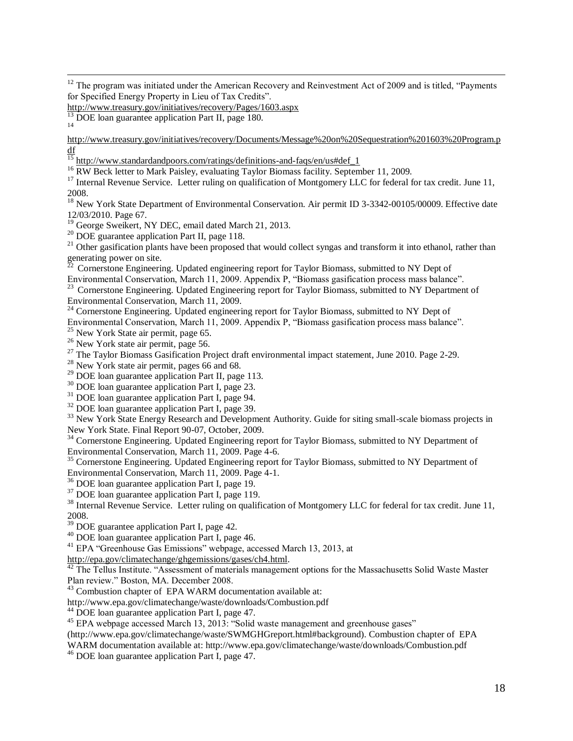[12] The program was initiated under the American Recovery and Reinvestment Act of 2009 and is titled, "Payments for Specified Energy Property in Lieu of Tax Credits". http://www.treasury.gov/initiatives/recovery/Pages/1603.aspx

[13] DOE loan guarantee application Part II, page 180.

[14] http://www.treasury.gov/initiatives/recovery/Documents/Message%20on%20Sequestration%201603%20Program.pdf

[15] http://www.standardandpoors.com/ratings/definitions-and-faqs/en/us#def_1

[16] RW Beck letter to Mark Paisley, evaluating Taylor Biomass facility. September 11, 2009.

[17] Internal Revenue Service. Letter ruling on qualification of Montgomery LLC for federal for tax credit. June 11, 2008.

[18] New York State Department of Environmental Conservation. Air permit ID 3-3342-00105/00009. Effective date 12/03/2010. Page 67.

[19] George Sweikert, NY DEC, email dated March 21, 2013.

[20] DOE guarantee application Part II, page 118.

[21] Other gasification plants have been proposed that would collect syngas and transform it into ethanol, rather than generating power on site.

[22] Cornerstone Engineering. Updated engineering report for Taylor Biomass, submitted to NY Dept of Environmental Conservation, March 11, 2009. Appendix P, "Biomass gasification process mass balance".

[23] Cornerstone Engineering. Updated Engineering report for Taylor Biomass, submitted to NY Department of Environmental Conservation, March 11, 2009.

[24] Cornerstone Engineering. Updated engineering report for Taylor Biomass, submitted to NY Dept of Environmental Conservation, March 11, 2009. Appendix P, "Biomass gasification process mass balance".

[25] New York State air permit, page 65.

[26] New York state air permit, page 56.

[27] The Taylor Biomass Gasification Project draft environmental impact statement, June 2010. Page 2-29.

[28] New York state air permit, pages 66 and 68.

[29] DOE loan guarantee application Part II, page 113.

[30] DOE loan guarantee application Part I, page 23.

[31] DOE loan guarantee application Part I, page 94.

[32] DOE loan guarantee application Part I, page 39.

[33] New York State Energy Research and Development Authority. Guide for siting small-scale biomass projects in New York State. Final Report 90-07, October, 2009.

[34] Cornerstone Engineering. Updated Engineering report for Taylor Biomass, submitted to NY Department of Environmental Conservation, March 11, 2009. Page 4-6.

[35] Cornerstone Engineering. Updated Engineering report for Taylor Biomass, submitted to NY Department of Environmental Conservation, March 11, 2009. Page 4-1.

[36] DOE loan guarantee application Part I, page 19.

[37] DOE loan guarantee application Part I, page 119.

[38] Internal Revenue Service. Letter ruling on qualification of Montgomery LLC for federal for tax credit. June 11, 2008.

[39] DOE guarantee application Part I, page 42.

[40] DOE loan guarantee application Part I, page 46.

[41] EPA "Greenhouse Gas Emissions" webpage, accessed March 13, 2013, at http://epa.gov/climatechange/ghgemissions/gases/ch4.html.

[42] The Tellus Institute. "Assessment of materials management options for the Massachusetts Solid Waste Master Plan review." Boston, MA. December 2008.

[43] Combustion chapter of EPA WARM documentation available at: http://www.epa.gov/climatechange/waste/downloads/Combustion.pdf

[44] DOE loan guarantee application Part I, page 47.

[45] EPA webpage accessed March 13, 2013: "Solid waste management and greenhouse gases" (http://www.epa.gov/climatechange/waste/SWMGHGreport.html#background). Combustion chapter of EPA WARM documentation available at: http://www.epa.gov/climatechange/waste/downloads/Combustion.pdf

[46] DOE loan guarantee application Part I, page 47.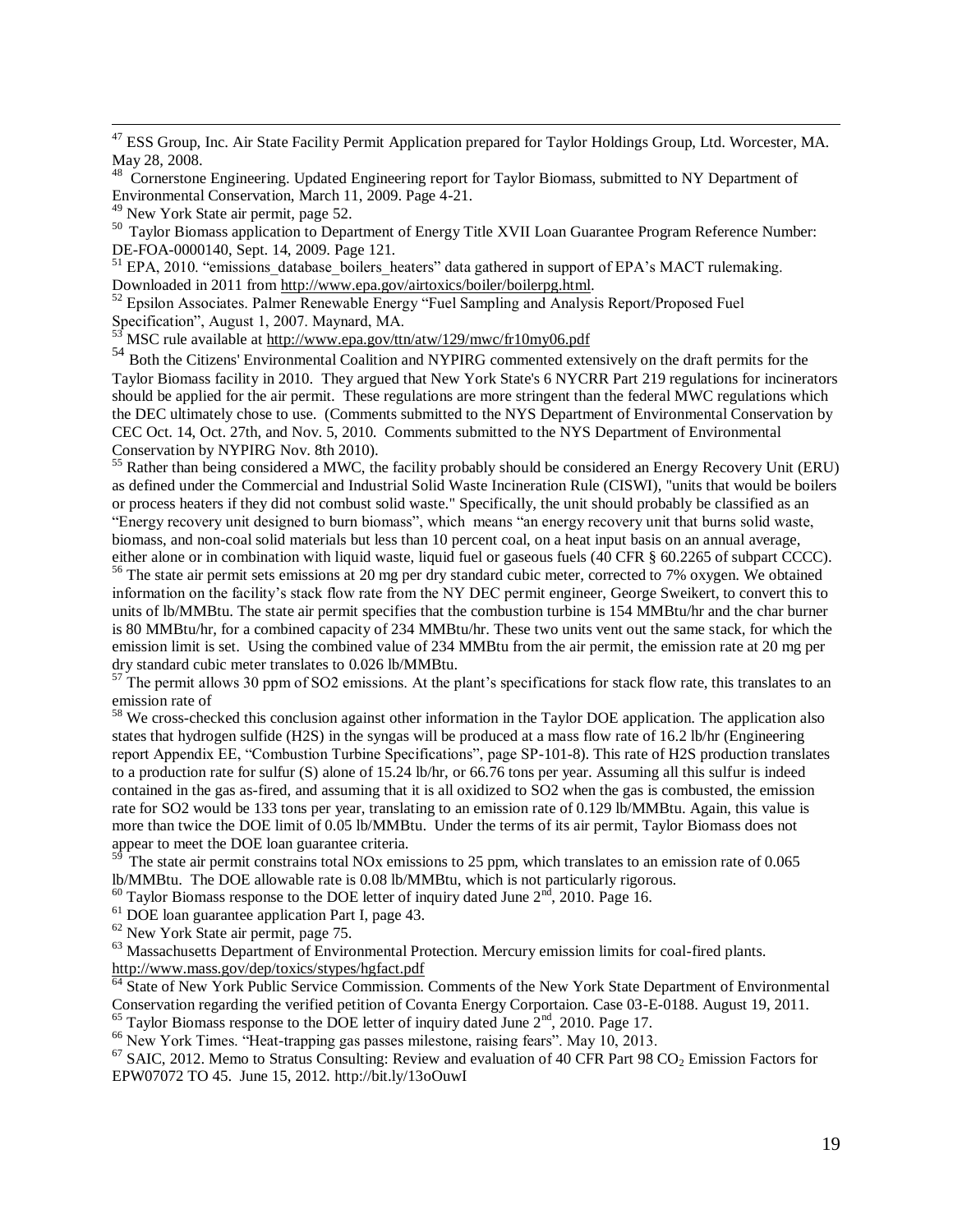[47] ESS Group, Inc. Air State Facility Permit Application prepared for Taylor Holdings Group, Ltd. Worcester, MA. May 28, 2008.

[48] Cornerstone Engineering. Updated Engineering report for Taylor Biomass, submitted to NY Department of Environmental Conservation, March 11, 2009. Page 4-21.

[49] New York State air permit, page 52.

[50] Taylor Biomass application to Department of Energy Title XVII Loan Guarantee Program Reference Number: DE-FOA-0000140, Sept. 14, 2009. Page 121.

[51] EPA, 2010. "emissions_database_boilers_heaters" data gathered in support of EPA's MACT rulemaking. Downloaded in 2011 from http://www.epa.gov/airtoxics/boiler/boilerpg.html.

[52] Epsilon Associates. Palmer Renewable Energy "Fuel Sampling and Analysis Report/Proposed Fuel Specification", August 1, 2007. Maynard, MA.

[53] MSC rule available at http://www.epa.gov/ttn/atw/129/mwc/fr10my06.pdf

[54] Both the Citizens' Environmental Coalition and NYPIRG commented extensively on the draft permits for the Taylor Biomass facility in 2010. They argued that New York State's 6 NYCRR Part 219 regulations for incinerators should be applied for the air permit. These regulations are more stringent than the federal MWC regulations which the DEC ultimately chose to use. (Comments submitted to the NYS Department of Environmental Conservation by CEC Oct. 14, Oct. 27th, and Nov. 5, 2010. Comments submitted to the NYS Department of Environmental Conservation by NYPIRG Nov. 8th 2010).

[55] Rather than being considered a MWC, the facility probably should be considered an Energy Recovery Unit (ERU) as defined under the Commercial and Industrial Solid Waste Incineration Rule (CISWI), "units that would be boilers or process heaters if they did not combust solid waste." Specifically, the unit should probably be classified as an "Energy recovery unit designed to burn biomass", which means "an energy recovery unit that burns solid waste, biomass, and non-coal solid materials but less than 10 percent coal, on a heat input basis on an annual average, either alone or in combination with liquid waste, liquid fuel or gaseous fuels (40 CFR § 60.2265 of subpart CCCC).

[56] The state air permit sets emissions at 20 mg per dry standard cubic meter, corrected to 7% oxygen. We obtained information on the facility's stack flow rate from the NY DEC permit engineer, George Sweikert, to convert this to units of lb/MMBtu. The state air permit specifies that the combustion turbine is 154 MMBtu/hr and the char burner is 80 MMBtu/hr, for a combined capacity of 234 MMBtu/hr. These two units vent out the same stack, for which the emission limit is set. Using the combined value of 234 MMBtu from the air permit, the emission rate at 20 mg per dry standard cubic meter translates to 0.026 lb/MMBtu.

[57] The permit allows 30 ppm of SO2 emissions. At the plant's specifications for stack flow rate, this translates to an emission rate of

[58] We cross-checked this conclusion against other information in the Taylor DOE application. The application also states that hydrogen sulfide (H2S) in the syngas will be produced at a mass flow rate of 16.2 lb/hr (Engineering report Appendix EE, "Combustion Turbine Specifications", page SP-101-8). This rate of H2S production translates to a production rate for sulfur (S) alone of 15.24 lb/hr, or 66.76 tons per year. Assuming all this sulfur is indeed contained in the gas as-fired, and assuming that it is all oxidized to SO2 when the gas is combusted, the emission rate for SO2 would be 133 tons per year, translating to an emission rate of 0.129 lb/MMBtu. Again, this value is more than twice the DOE limit of 0.05 lb/MMBtu. Under the terms of its air permit, Taylor Biomass does not appear to meet the DOE loan guarantee criteria.

[59] The state air permit constrains total NOx emissions to 25 ppm, which translates to an emission rate of 0.065 lb/MMBtu. The DOE allowable rate is 0.08 lb/MMBtu, which is not particularly rigorous.

[60] Taylor Biomass response to the DOE letter of inquiry dated June 2nd, 2010. Page 16.

[61] DOE loan guarantee application Part I, page 43.

[62] New York State air permit, page 75.

[63] Massachusetts Department of Environmental Protection. Mercury emission limits for coal-fired plants. http://www.mass.gov/dep/toxics/stypes/hgfact.pdf

[64] State of New York Public Service Commission. Comments of the New York State Department of Environmental Conservation regarding the verified petition of Covanta Energy Corportaion. Case 03-E-0188. August 19, 2011.

[65] Taylor Biomass response to the DOE letter of inquiry dated June 2nd, 2010. Page 17.

[66] New York Times. "Heat-trapping gas passes milestone, raising fears". May 10, 2013.

[67] SAIC, 2012. Memo to Stratus Consulting: Review and evaluation of 40 CFR Part 98 $CO_2$ Emission Factors for EPW07072 TO 45. June 15, 2012. http://bit.ly/13oOuwI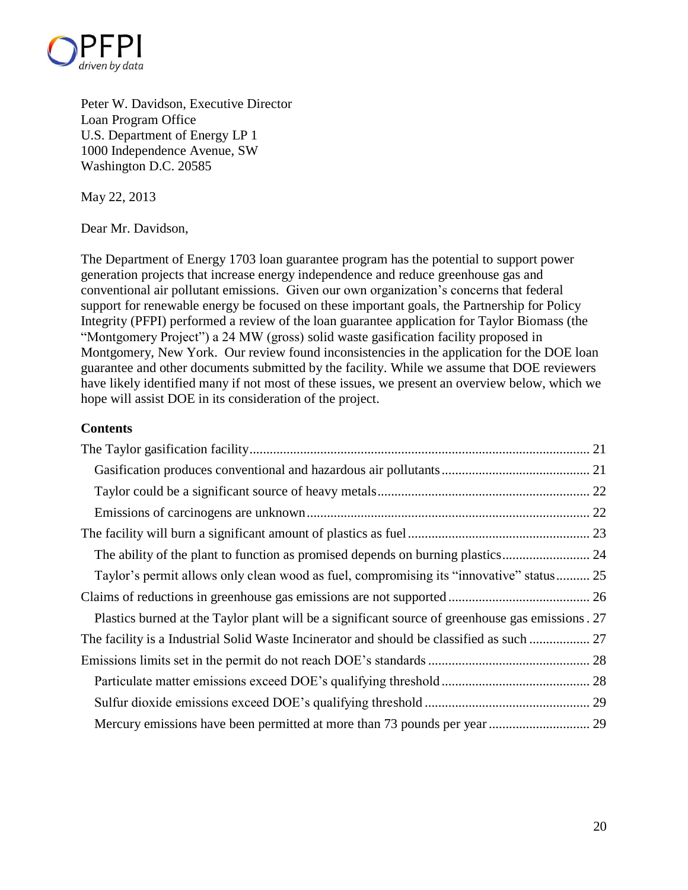Peter W. Davidson, Executive Director
Loan Program Office
U.S. Department of Energy LP 1
1000 Independence Avenue, SW
Washington D.C. 20585

May 22, 2013

Dear Mr. Davidson,

The Department of Energy 1703 loan guarantee program has the potential to support power generation projects that increase energy independence and reduce greenhouse gas and conventional air pollutant emissions. Given our own organization's concerns that federal support for renewable energy be focused on these important goals, the Partnership for Policy Integrity (PFPI) performed a review of the loan guarantee application for Taylor Biomass (the "Montgomery Project") a 24 MW (gross) solid waste gasification facility proposed in Montgomery, New York. Our review found inconsistencies in the application for the DOE loan guarantee and other documents submitted by the facility. While we assume that DOE reviewers have likely identified many if not most of these issues, we present an overview below, which we hope will assist DOE in its consideration of the project.

**Contents**

- The Taylor gasification facility .................................................. 21
  - Gasification produces conventional and hazardous air pollutants .................................................. 21
  - Taylor could be a significant source of heavy metals .................................................. 22
  - Emissions of carcinogens are unknown .................................................. 22
- The facility will burn a significant amount of plastics as fuel .................................................. 23
  - The ability of the plant to function as promised depends on burning plastics .................................................. 24
  - Taylor's permit allows only clean wood as fuel, compromising its "innovative" status .................................................. 25
- Claims of reductions in greenhouse gas emissions are not supported .................................................. 26
  - Plastics burned at the Taylor plant will be a significant source of greenhouse gas emissions . 27
- The facility is a Industrial Solid Waste Incinerator and should be classified as such .................................................. 27
- Emissions limits set in the permit do not reach DOE's standards .................................................. 28
  - Particulate matter emissions exceed DOE's qualifying threshold .................................................. 28
  - Sulfur dioxide emissions exceed DOE's qualifying threshold .................................................. 29
  - Mercury emissions have been permitted at more than 73 pounds per year .................................................. 29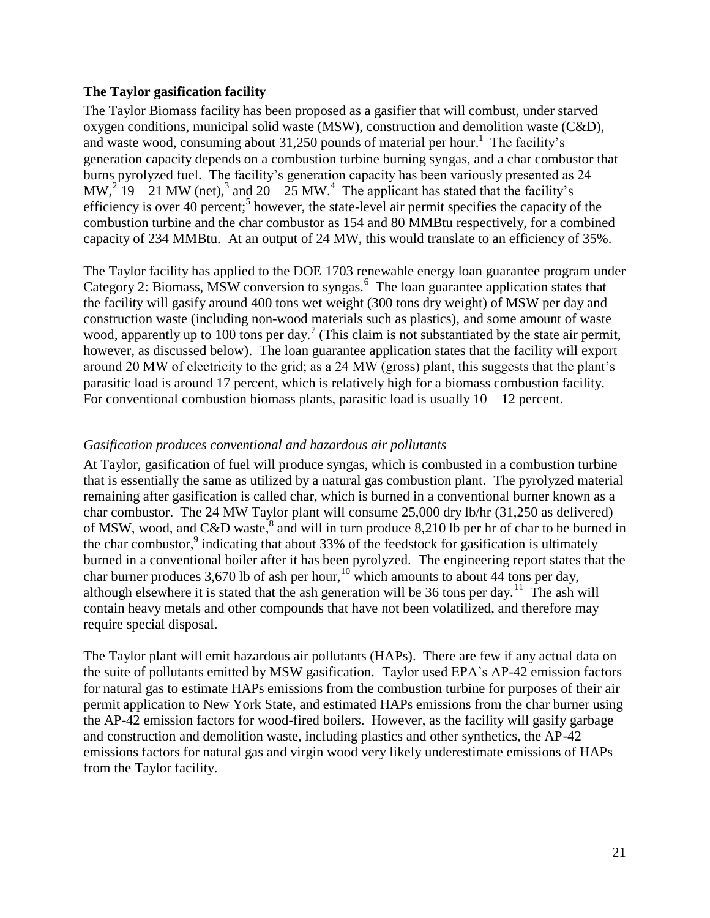### The Taylor gasification facility

The Taylor Biomass facility has been proposed as a gasifier that will combust, under starved oxygen conditions, municipal solid waste (MSW), construction and demolition waste (C&D), and waste wood, consuming about 31,250 pounds of material per hour.[1] The facility's generation capacity depends on a combustion turbine burning syngas, and a char combustor that burns pyrolyzed fuel. The facility's generation capacity has been variously presented as 24 MW,[2] 19 – 21 MW (net),[3] and 20 – 25 MW.[4] The applicant has stated that the facility's efficiency is over 40 percent;[5] however, the state-level air permit specifies the capacity of the combustion turbine and the char combustor as 154 and 80 MMBtu respectively, for a combined capacity of 234 MMBtu. At an output of 24 MW, this would translate to an efficiency of 35%.

The Taylor facility has applied to the DOE 1703 renewable energy loan guarantee program under Category 2: Biomass, MSW conversion to syngas.[6] The loan guarantee application states that the facility will gasify around 400 tons wet weight (300 tons dry weight) of MSW per day and construction waste (including non-wood materials such as plastics), and some amount of waste wood, apparently up to 100 tons per day.[7] (This claim is not substantiated by the state air permit, however, as discussed below). The loan guarantee application states that the facility will export around 20 MW of electricity to the grid; as a 24 MW (gross) plant, this suggests that the plant's parasitic load is around 17 percent, which is relatively high for a biomass combustion facility. For conventional combustion biomass plants, parasitic load is usually 10 – 12 percent.

#### *Gasification produces conventional and hazardous air pollutants*

At Taylor, gasification of fuel will produce syngas, which is combusted in a combustion turbine that is essentially the same as utilized by a natural gas combustion plant. The pyrolyzed material remaining after gasification is called char, which is burned in a conventional burner known as a char combustor. The 24 MW Taylor plant will consume 25,000 dry lb/hr (31,250 as delivered) of MSW, wood, and C&D waste,[8] and will in turn produce 8,210 lb per hr of char to be burned in the char combustor,[9] indicating that about 33% of the feedstock for gasification is ultimately burned in a conventional boiler after it has been pyrolyzed. The engineering report states that the char burner produces 3,670 lb of ash per hour,[10] which amounts to about 44 tons per day, although elsewhere it is stated that the ash generation will be 36 tons per day.[11] The ash will contain heavy metals and other compounds that have not been volatilized, and therefore may require special disposal.

The Taylor plant will emit hazardous air pollutants (HAPs). There are few if any actual data on the suite of pollutants emitted by MSW gasification. Taylor used EPA's AP-42 emission factors for natural gas to estimate HAPs emissions from the combustion turbine for purposes of their air permit application to New York State, and estimated HAPs emissions from the char burner using the AP-42 emission factors for wood-fired boilers. However, as the facility will gasify garbage and construction and demolition waste, including plastics and other synthetics, the AP-42 emissions factors for natural gas and virgin wood very likely underestimate emissions of HAPs from the Taylor facility.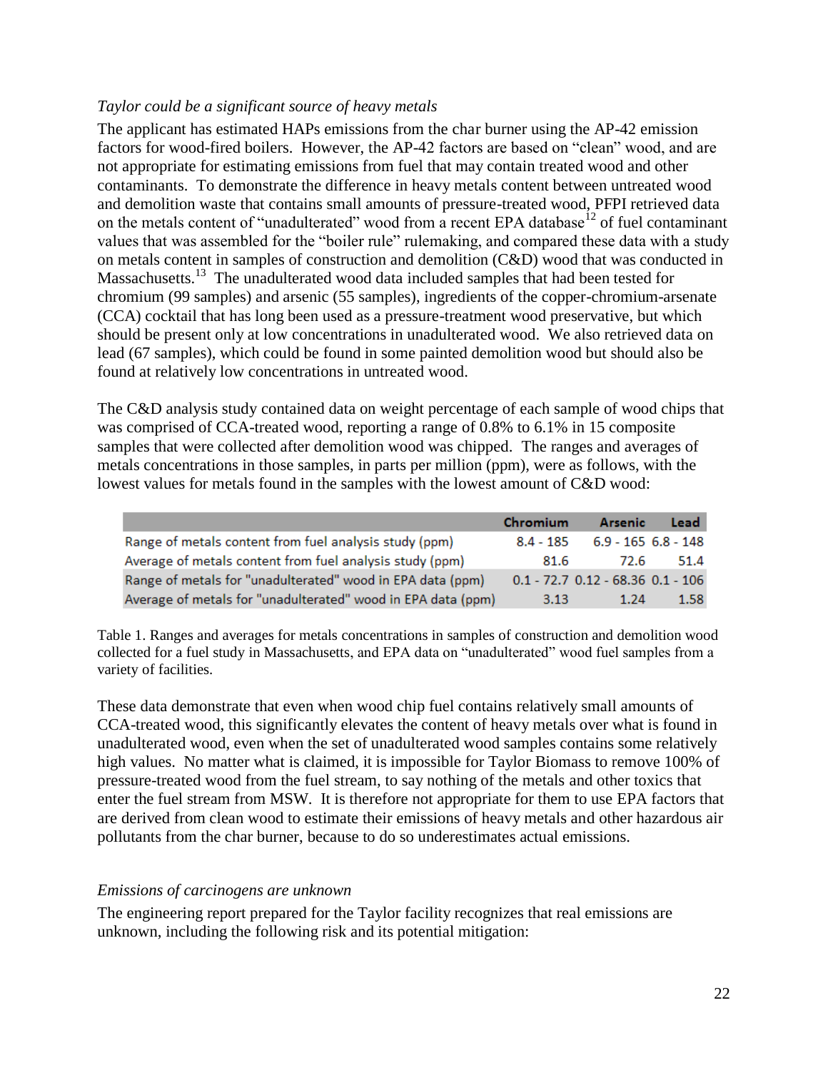*Taylor could be a significant source of heavy metals*

The applicant has estimated HAPs emissions from the char burner using the AP-42 emission factors for wood-fired boilers. However, the AP-42 factors are based on "clean" wood, and are not appropriate for estimating emissions from fuel that may contain treated wood and other contaminants. To demonstrate the difference in heavy metals content between untreated wood and demolition waste that contains small amounts of pressure-treated wood, PFPI retrieved data on the metals content of "unadulterated" wood from a recent EPA database[12] of fuel contaminant values that was assembled for the "boiler rule" rulemaking, and compared these data with a study on metals content in samples of construction and demolition (C&D) wood that was conducted in Massachusetts.[13] The unadulterated wood data included samples that had been tested for chromium (99 samples) and arsenic (55 samples), ingredients of the copper-chromium-arsenate (CCA) cocktail that has long been used as a pressure-treatment wood preservative, but which should be present only at low concentrations in unadulterated wood. We also retrieved data on lead (67 samples), which could be found in some painted demolition wood but should also be found at relatively low concentrations in untreated wood.

The C&D analysis study contained data on weight percentage of each sample of wood chips that was comprised of CCA-treated wood, reporting a range of 0.8% to 6.1% in 15 composite samples that were collected after demolition wood was chipped. The ranges and averages of metals concentrations in those samples, in parts per million (ppm), were as follows, with the lowest values for metals found in the samples with the lowest amount of C&D wood:

| | Chromium | Arsenic | Lead |
|---|---|---|---|
| Range of metals content from fuel analysis study (ppm) | 8.4 - 185 | 6.9 - 165 | 6.8 - 148 |
| Average of metals content from fuel analysis study (ppm) | 81.6 | 72.6 | 51.4 |
| Range of metals for "unadulterated" wood in EPA data (ppm) | 0.1 - 72.7 | 0.12 - 68.36 | 0.1 - 106 |
| Average of metals for "unadulterated" wood in EPA data (ppm) | 3.13 | 1.24 | 1.58 |

Table 1. Ranges and averages for metals concentrations in samples of construction and demolition wood collected for a fuel study in Massachusetts, and EPA data on "unadulterated" wood fuel samples from a variety of facilities.

These data demonstrate that even when wood chip fuel contains relatively small amounts of CCA-treated wood, this significantly elevates the content of heavy metals over what is found in unadulterated wood, even when the set of unadulterated wood samples contains some relatively high values. No matter what is claimed, it is impossible for Taylor Biomass to remove 100% of pressure-treated wood from the fuel stream, to say nothing of the metals and other toxics that enter the fuel stream from MSW. It is therefore not appropriate for them to use EPA factors that are derived from clean wood to estimate their emissions of heavy metals and other hazardous air pollutants from the char burner, because to do so underestimates actual emissions.

*Emissions of carcinogens are unknown*

The engineering report prepared for the Taylor facility recognizes that real emissions are unknown, including the following risk and its potential mitigation: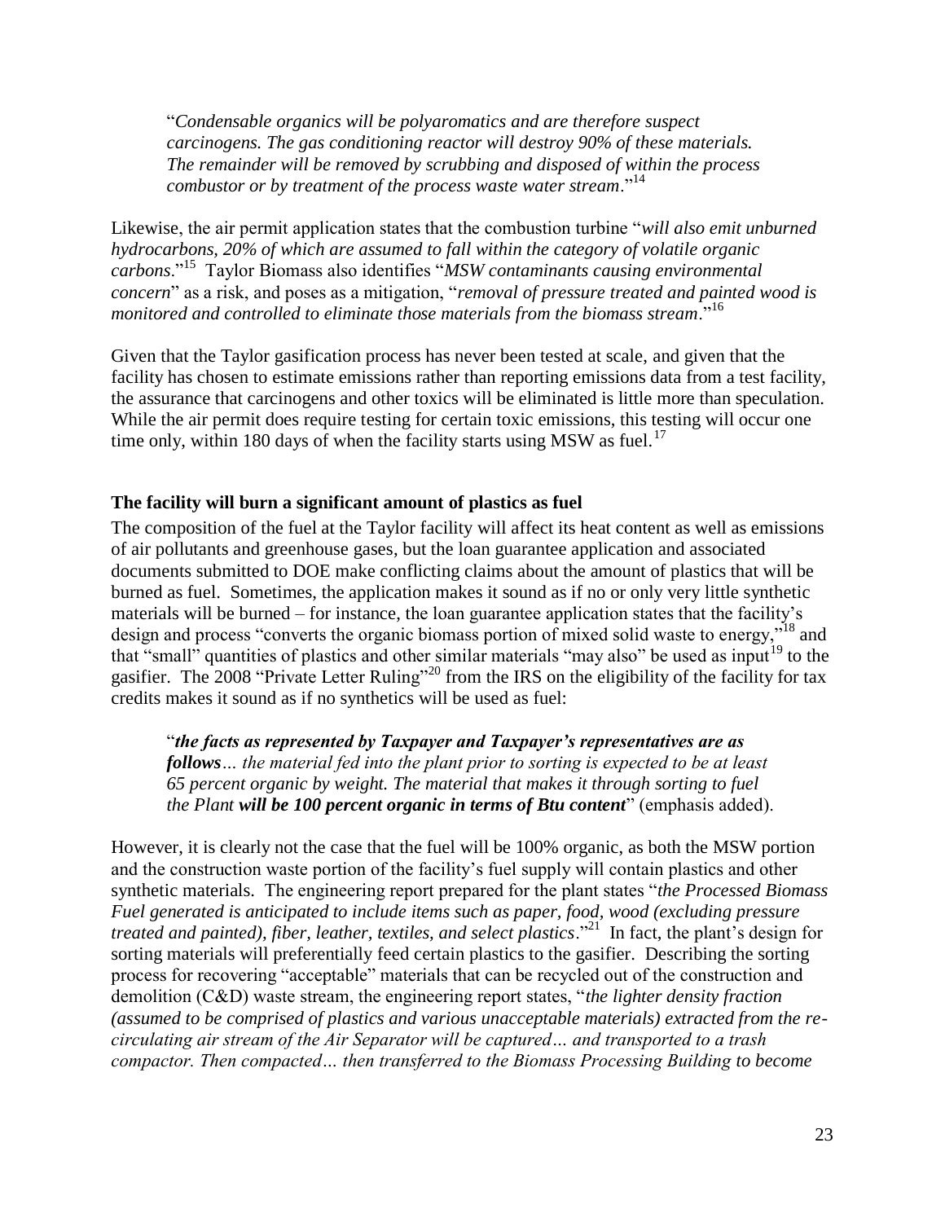> "*Condensable organics will be polyaromatics and are therefore suspect carcinogens. The gas conditioning reactor will destroy 90% of these materials. The remainder will be removed by scrubbing and disposed of within the process combustor or by treatment of the process waste water stream*."[14]

Likewise, the air permit application states that the combustion turbine "*will also emit unburned hydrocarbons, 20% of which are assumed to fall within the category of volatile organic carbons*."[15] Taylor Biomass also identifies "*MSW contaminants causing environmental concern*" as a risk, and poses as a mitigation, "*removal of pressure treated and painted wood is monitored and controlled to eliminate those materials from the biomass stream*."[16]

Given that the Taylor gasification process has never been tested at scale, and given that the facility has chosen to estimate emissions rather than reporting emissions data from a test facility, the assurance that carcinogens and other toxics will be eliminated is little more than speculation. While the air permit does require testing for certain toxic emissions, this testing will occur one time only, within 180 days of when the facility starts using MSW as fuel.[17]

### The facility will burn a significant amount of plastics as fuel

The composition of the fuel at the Taylor facility will affect its heat content as well as emissions of air pollutants and greenhouse gases, but the loan guarantee application and associated documents submitted to DOE make conflicting claims about the amount of plastics that will be burned as fuel. Sometimes, the application makes it sound as if no or only very little synthetic materials will be burned – for instance, the loan guarantee application states that the facility's design and process "converts the organic biomass portion of mixed solid waste to energy,"[18] and that "small" quantities of plastics and other similar materials "may also" be used as input[19] to the gasifier. The 2008 "Private Letter Ruling"[20] from the IRS on the eligibility of the facility for tax credits makes it sound as if no synthetics will be used as fuel:

> "***the facts as represented by Taxpayer and Taxpayer's representatives are as follows****… the material fed into the plant prior to sorting is expected to be at least 65 percent organic by weight. The material that makes it through sorting to fuel the Plant* ***will be 100 percent organic in terms of Btu content***" (emphasis added).

However, it is clearly not the case that the fuel will be 100% organic, as both the MSW portion and the construction waste portion of the facility's fuel supply will contain plastics and other synthetic materials. The engineering report prepared for the plant states "*the Processed Biomass Fuel generated is anticipated to include items such as paper, food, wood (excluding pressure treated and painted), fiber, leather, textiles, and select plastics*."[21] In fact, the plant's design for sorting materials will preferentially feed certain plastics to the gasifier. Describing the sorting process for recovering "acceptable" materials that can be recycled out of the construction and demolition (C&D) waste stream, the engineering report states, "*the lighter density fraction (assumed to be comprised of plastics and various unacceptable materials) extracted from the re-circulating air stream of the Air Separator will be captured… and transported to a trash compactor. Then compacted… then transferred to the Biomass Processing Building to become*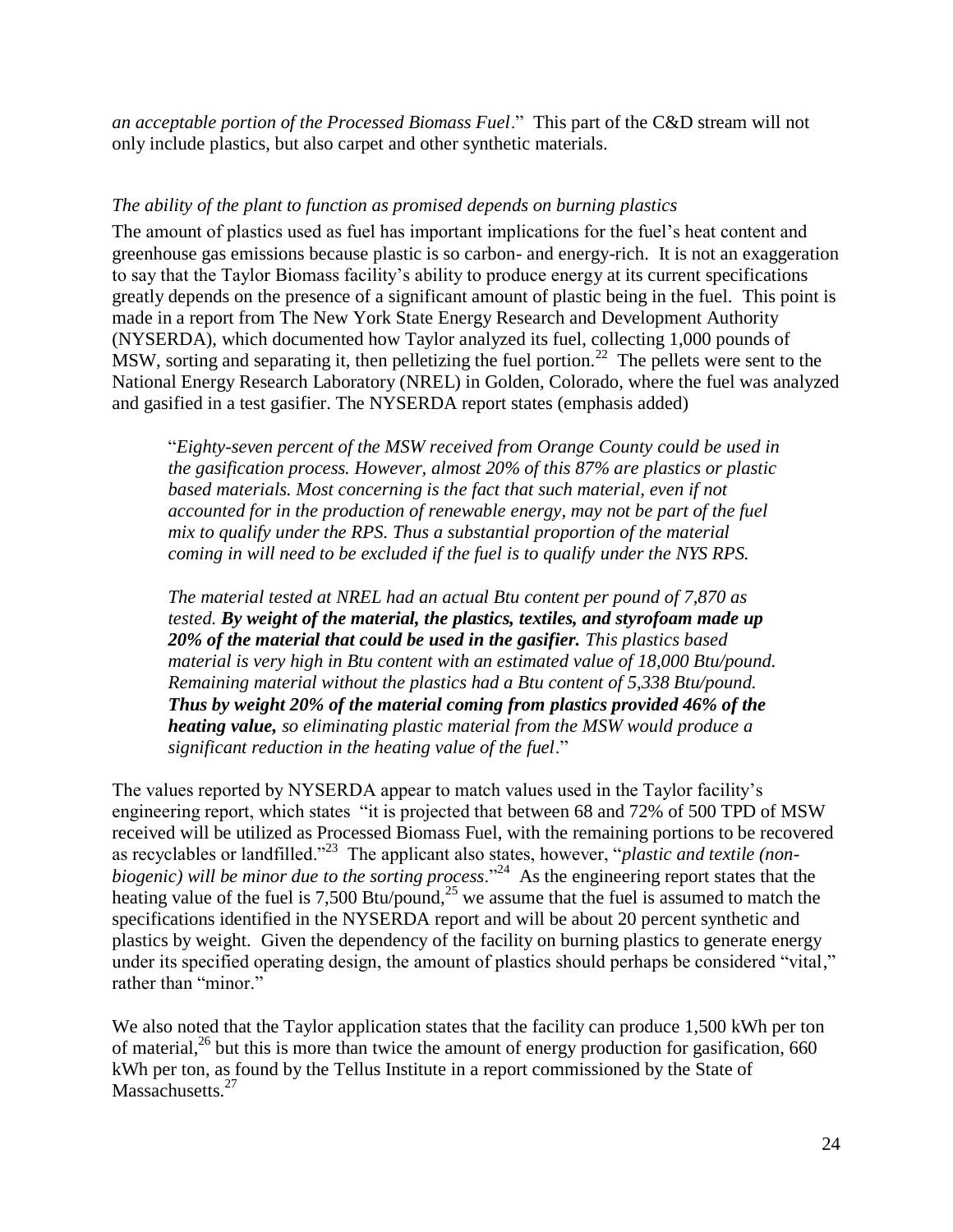*an acceptable portion of the Processed Biomass Fuel*." This part of the C&D stream will not only include plastics, but also carpet and other synthetic materials.

*The ability of the plant to function as promised depends on burning plastics*

The amount of plastics used as fuel has important implications for the fuel's heat content and greenhouse gas emissions because plastic is so carbon- and energy-rich. It is not an exaggeration to say that the Taylor Biomass facility's ability to produce energy at its current specifications greatly depends on the presence of a significant amount of plastic being in the fuel. This point is made in a report from The New York State Energy Research and Development Authority (NYSERDA), which documented how Taylor analyzed its fuel, collecting 1,000 pounds of MSW, sorting and separating it, then pelletizing the fuel portion.[22] The pellets were sent to the National Energy Research Laboratory (NREL) in Golden, Colorado, where the fuel was analyzed and gasified in a test gasifier. The NYSERDA report states (emphasis added)

> "*Eighty-seven percent of the MSW received from Orange County could be used in the gasification process. However, almost 20% of this 87% are plastics or plastic based materials. Most concerning is the fact that such material, even if not accounted for in the production of renewable energy, may not be part of the fuel mix to qualify under the RPS. Thus a substantial proportion of the material coming in will need to be excluded if the fuel is to qualify under the NYS RPS.*
>
> *The material tested at NREL had an actual Btu content per pound of 7,870 as tested.* ***By weight of the material, the plastics, textiles, and styrofoam made up 20% of the material that could be used in the gasifier.*** *This plastics based material is very high in Btu content with an estimated value of 18,000 Btu/pound. Remaining material without the plastics had a Btu content of 5,338 Btu/pound.* ***Thus by weight 20% of the material coming from plastics provided 46% of the heating value,*** *so eliminating plastic material from the MSW would produce a significant reduction in the heating value of the fuel*."

The values reported by NYSERDA appear to match values used in the Taylor facility's engineering report, which states "it is projected that between 68 and 72% of 500 TPD of MSW received will be utilized as Processed Biomass Fuel, with the remaining portions to be recovered as recyclables or landfilled."[23] The applicant also states, however, "*plastic and textile (non-biogenic) will be minor due to the sorting process*."[24] As the engineering report states that the heating value of the fuel is 7,500 Btu/pound,[25] we assume that the fuel is assumed to match the specifications identified in the NYSERDA report and will be about 20 percent synthetic and plastics by weight. Given the dependency of the facility on burning plastics to generate energy under its specified operating design, the amount of plastics should perhaps be considered "vital," rather than "minor."

We also noted that the Taylor application states that the facility can produce 1,500 kWh per ton of material,[26] but this is more than twice the amount of energy production for gasification, 660 kWh per ton, as found by the Tellus Institute in a report commissioned by the State of Massachusetts.[27]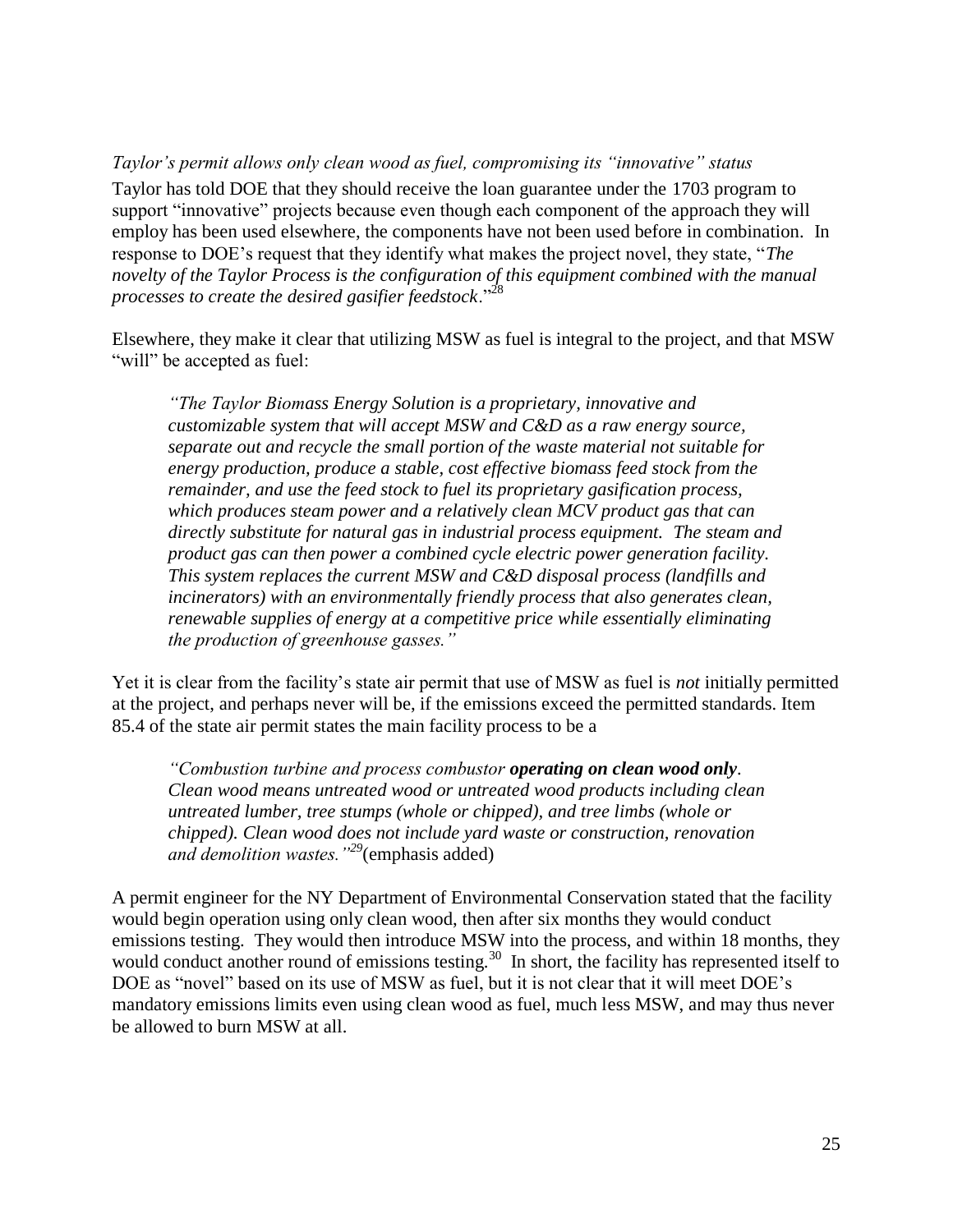*Taylor's permit allows only clean wood as fuel, compromising its "innovative" status*

Taylor has told DOE that they should receive the loan guarantee under the 1703 program to support "innovative" projects because even though each component of the approach they will employ has been used elsewhere, the components have not been used before in combination. In response to DOE's request that they identify what makes the project novel, they state, "*The novelty of the Taylor Process is the configuration of this equipment combined with the manual processes to create the desired gasifier feedstock*."[28]

Elsewhere, they make it clear that utilizing MSW as fuel is integral to the project, and that MSW "will" be accepted as fuel:

> *"The Taylor Biomass Energy Solution is a proprietary, innovative and customizable system that will accept MSW and C&D as a raw energy source, separate out and recycle the small portion of the waste material not suitable for energy production, produce a stable, cost effective biomass feed stock from the remainder, and use the feed stock to fuel its proprietary gasification process, which produces steam power and a relatively clean MCV product gas that can directly substitute for natural gas in industrial process equipment. The steam and product gas can then power a combined cycle electric power generation facility. This system replaces the current MSW and C&D disposal process (landfills and incinerators) with an environmentally friendly process that also generates clean, renewable supplies of energy at a competitive price while essentially eliminating the production of greenhouse gasses."*

Yet it is clear from the facility's state air permit that use of MSW as fuel is *not* initially permitted at the project, and perhaps never will be, if the emissions exceed the permitted standards. Item 85.4 of the state air permit states the main facility process to be a

> *"Combustion turbine and process combustor* ***operating on clean wood only****. Clean wood means untreated wood or untreated wood products including clean untreated lumber, tree stumps (whole or chipped), and tree limbs (whole or chipped). Clean wood does not include yard waste or construction, renovation and demolition wastes."*[29](emphasis added)

A permit engineer for the NY Department of Environmental Conservation stated that the facility would begin operation using only clean wood, then after six months they would conduct emissions testing. They would then introduce MSW into the process, and within 18 months, they would conduct another round of emissions testing.[30] In short, the facility has represented itself to DOE as "novel" based on its use of MSW as fuel, but it is not clear that it will meet DOE's mandatory emissions limits even using clean wood as fuel, much less MSW, and may thus never be allowed to burn MSW at all.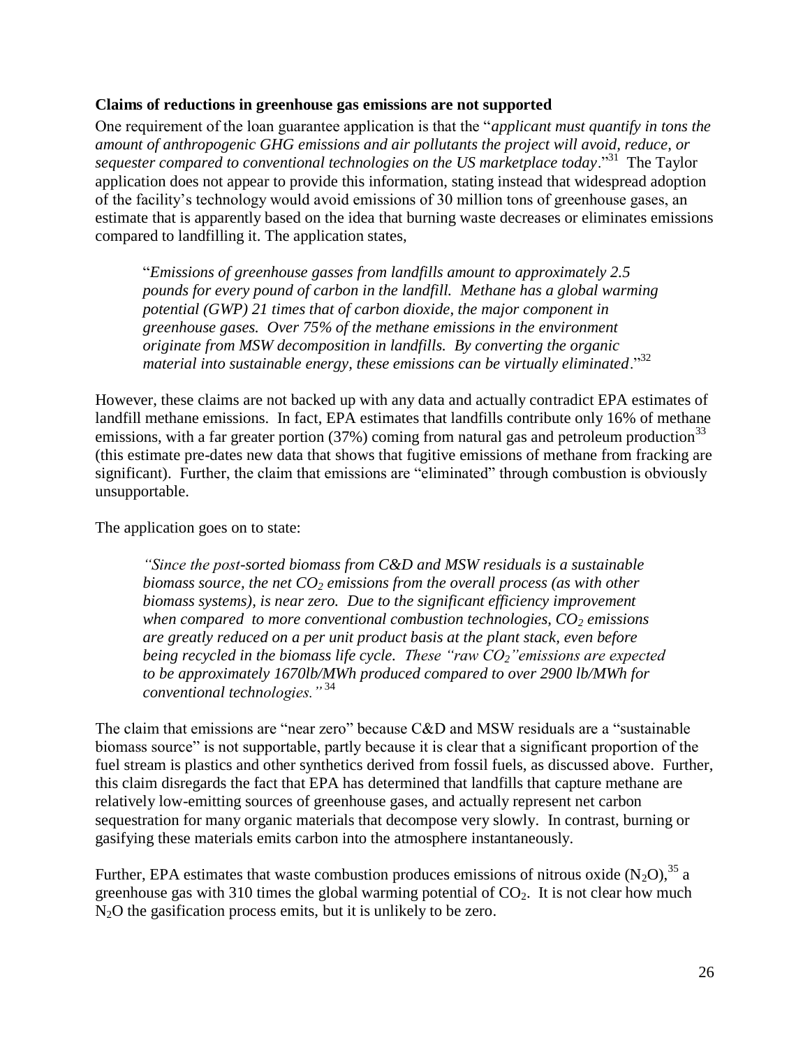**Claims of reductions in greenhouse gas emissions are not supported**

One requirement of the loan guarantee application is that the "*applicant must quantify in tons the amount of anthropogenic GHG emissions and air pollutants the project will avoid, reduce, or sequester compared to conventional technologies on the US marketplace today*."[31] The Taylor application does not appear to provide this information, stating instead that widespread adoption of the facility's technology would avoid emissions of 30 million tons of greenhouse gases, an estimate that is apparently based on the idea that burning waste decreases or eliminates emissions compared to landfilling it. The application states,

> "*Emissions of greenhouse gasses from landfills amount to approximately 2.5 pounds for every pound of carbon in the landfill. Methane has a global warming potential (GWP) 21 times that of carbon dioxide, the major component in greenhouse gases. Over 75% of the methane emissions in the environment originate from MSW decomposition in landfills. By converting the organic material into sustainable energy, these emissions can be virtually eliminated*."[32]

However, these claims are not backed up with any data and actually contradict EPA estimates of landfill methane emissions. In fact, EPA estimates that landfills contribute only 16% of methane emissions, with a far greater portion (37%) coming from natural gas and petroleum production[33] (this estimate pre-dates new data that shows that fugitive emissions of methane from fracking are significant). Further, the claim that emissions are "eliminated" through combustion is obviously unsupportable.

The application goes on to state:

> *"Since the post-sorted biomass from C&D and MSW residuals is a sustainable biomass source, the net $CO_2$ emissions from the overall process (as with other biomass systems), is near zero. Due to the significant efficiency improvement when compared to more conventional combustion technologies, $CO_2$ emissions are greatly reduced on a per unit product basis at the plant stack, even before being recycled in the biomass life cycle. These "raw $CO_2$" emissions are expected to be approximately 1670lb/MWh produced compared to over 2900 lb/MWh for conventional technologies."*[34]

The claim that emissions are "near zero" because C&D and MSW residuals are a "sustainable biomass source" is not supportable, partly because it is clear that a significant proportion of the fuel stream is plastics and other synthetics derived from fossil fuels, as discussed above. Further, this claim disregards the fact that EPA has determined that landfills that capture methane are relatively low-emitting sources of greenhouse gases, and actually represent net carbon sequestration for many organic materials that decompose very slowly. In contrast, burning or gasifying these materials emits carbon into the atmosphere instantaneously.

Further, EPA estimates that waste combustion produces emissions of nitrous oxide ($N_2O$),[35] a greenhouse gas with 310 times the global warming potential of $CO_2$. It is not clear how much $N_2O$ the gasification process emits, but it is unlikely to be zero.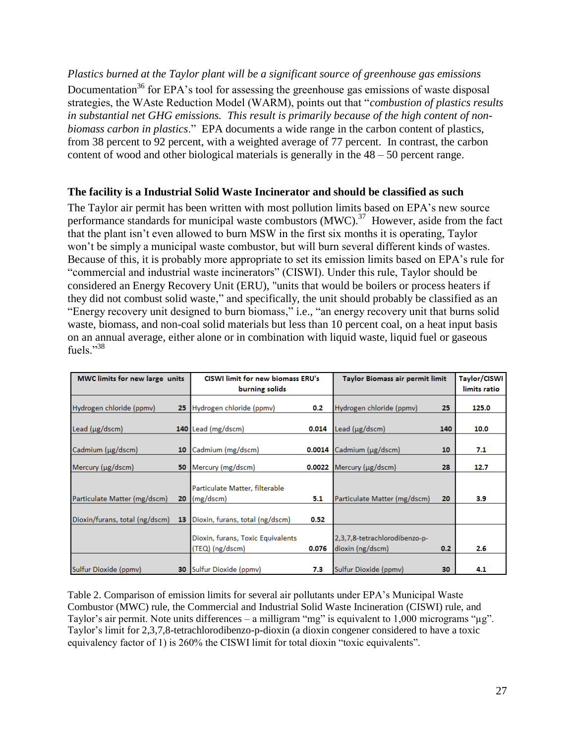*Plastics burned at the Taylor plant will be a significant source of greenhouse gas emissions*

Documentation[36] for EPA's tool for assessing the greenhouse gas emissions of waste disposal strategies, the WAste Reduction Model (WARM), points out that "*combustion of plastics results in substantial net GHG emissions. This result is primarily because of the high content of non-biomass carbon in plastics*." EPA documents a wide range in the carbon content of plastics, from 38 percent to 92 percent, with a weighted average of 77 percent. In contrast, the carbon content of wood and other biological materials is generally in the 48 – 50 percent range.

**The facility is a Industrial Solid Waste Incinerator and should be classified as such**

The Taylor air permit has been written with most pollution limits based on EPA's new source performance standards for municipal waste combustors (MWC).[37] However, aside from the fact that the plant isn't even allowed to burn MSW in the first six months it is operating, Taylor won't be simply a municipal waste combustor, but will burn several different kinds of wastes. Because of this, it is probably more appropriate to set its emission limits based on EPA's rule for "commercial and industrial waste incinerators" (CISWI). Under this rule, Taylor should be considered an Energy Recovery Unit (ERU), "units that would be boilers or process heaters if they did not combust solid waste," and specifically, the unit should probably be classified as an "Energy recovery unit designed to burn biomass," i.e., "an energy recovery unit that burns solid waste, biomass, and non-coal solid materials but less than 10 percent coal, on a heat input basis on an annual average, either alone or in combination with liquid waste, liquid fuel or gaseous fuels."[38]

| MWC limits for new large units | | CISWI limit for new biomass ERU's burning solids | | Taylor Biomass air permit limit | | Taylor/CISWI limits ratio |
|---|---|---|---|---|---|---|
| Hydrogen chloride (ppmv) | 25 | Hydrogen chloride (ppmv) | 0.2 | Hydrogen chloride (ppmv) | 25 | 125.0 |
| Lead (μg/dscm) | 140 | Lead (mg/dscm) | 0.014 | Lead (μg/dscm) | 140 | 10.0 |
| Cadmium (μg/dscm) | 10 | Cadmium (mg/dscm) | 0.0014 | Cadmium (μg/dscm) | 10 | 7.1 |
| Mercury (μg/dscm) | 50 | Mercury (mg/dscm) | 0.0022 | Mercury (μg/dscm) | 28 | 12.7 |
| Particulate Matter (mg/dscm) | 20 | Particulate Matter, filterable (mg/dscm) | 5.1 | Particulate Matter (mg/dscm) | 20 | 3.9 |
| Dioxin/furans, total (ng/dscm) | 13 | Dioxin, furans, total (ng/dscm) | 0.52 | | | |
| | | Dioxin, furans, Toxic Equivalents (TEQ) (ng/dscm) | 0.076 | 2,3,7,8-tetrachlorodibenzo-p-dioxin (ng/dscm) | 0.2 | 2.6 |
| Sulfur Dioxide (ppmv) | 30 | Sulfur Dioxide (ppmv) | 7.3 | Sulfur Dioxide (ppmv) | 30 | 4.1 |

Table 2. Comparison of emission limits for several air pollutants under EPA's Municipal Waste Combustor (MWC) rule, the Commercial and Industrial Solid Waste Incineration (CISWI) rule, and Taylor's air permit. Note units differences – a milligram "mg" is equivalent to 1,000 micrograms "μg". Taylor's limit for 2,3,7,8-tetrachlorodibenzo-p-dioxin (a dioxin congener considered to have a toxic equivalency factor of 1) is 260% the CISWI limit for total dioxin "toxic equivalents".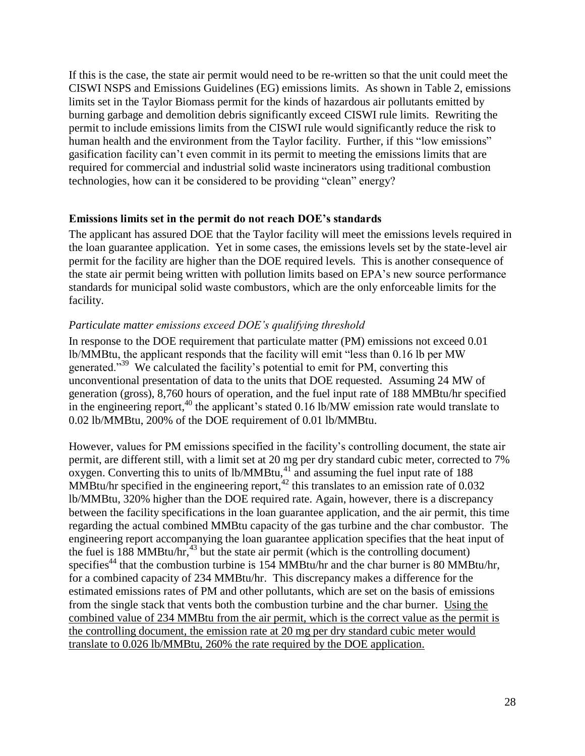If this is the case, the state air permit would need to be re-written so that the unit could meet the CISWI NSPS and Emissions Guidelines (EG) emissions limits. As shown in Table 2, emissions limits set in the Taylor Biomass permit for the kinds of hazardous air pollutants emitted by burning garbage and demolition debris significantly exceed CISWI rule limits. Rewriting the permit to include emissions limits from the CISWI rule would significantly reduce the risk to human health and the environment from the Taylor facility. Further, if this "low emissions" gasification facility can't even commit in its permit to meeting the emissions limits that are required for commercial and industrial solid waste incinerators using traditional combustion technologies, how can it be considered to be providing "clean" energy?

### Emissions limits set in the permit do not reach DOE's standards

The applicant has assured DOE that the Taylor facility will meet the emissions levels required in the loan guarantee application. Yet in some cases, the emissions levels set by the state-level air permit for the facility are higher than the DOE required levels. This is another consequence of the state air permit being written with pollution limits based on EPA's new source performance standards for municipal solid waste combustors, which are the only enforceable limits for the facility.

#### *Particulate matter emissions exceed DOE's qualifying threshold*

In response to the DOE requirement that particulate matter (PM) emissions not exceed 0.01 lb/MMBtu, the applicant responds that the facility will emit "less than 0.16 lb per MW generated."[39] We calculated the facility's potential to emit for PM, converting this unconventional presentation of data to the units that DOE requested. Assuming 24 MW of generation (gross), 8,760 hours of operation, and the fuel input rate of 188 MMBtu/hr specified in the engineering report,[40] the applicant's stated 0.16 lb/MW emission rate would translate to 0.02 lb/MMBtu, 200% of the DOE requirement of 0.01 lb/MMBtu.

However, values for PM emissions specified in the facility's controlling document, the state air permit, are different still, with a limit set at 20 mg per dry standard cubic meter, corrected to 7% oxygen. Converting this to units of lb/MMBtu,[41] and assuming the fuel input rate of 188 MMBtu/hr specified in the engineering report,[42] this translates to an emission rate of 0.032 lb/MMBtu, 320% higher than the DOE required rate. Again, however, there is a discrepancy between the facility specifications in the loan guarantee application, and the air permit, this time regarding the actual combined MMBtu capacity of the gas turbine and the char combustor. The engineering report accompanying the loan guarantee application specifies that the heat input of the fuel is 188 MMBtu/hr,[43] but the state air permit (which is the controlling document) specifies[44] that the combustion turbine is 154 MMBtu/hr and the char burner is 80 MMBtu/hr, for a combined capacity of 234 MMBtu/hr. This discrepancy makes a difference for the estimated emissions rates of PM and other pollutants, which are set on the basis of emissions from the single stack that vents both the combustion turbine and the char burner. <u>Using the combined value of 234 MMBtu from the air permit, which is the correct value as the permit is the controlling document, the emission rate at 20 mg per dry standard cubic meter would translate to 0.026 lb/MMBtu, 260% the rate required by the DOE application.</u>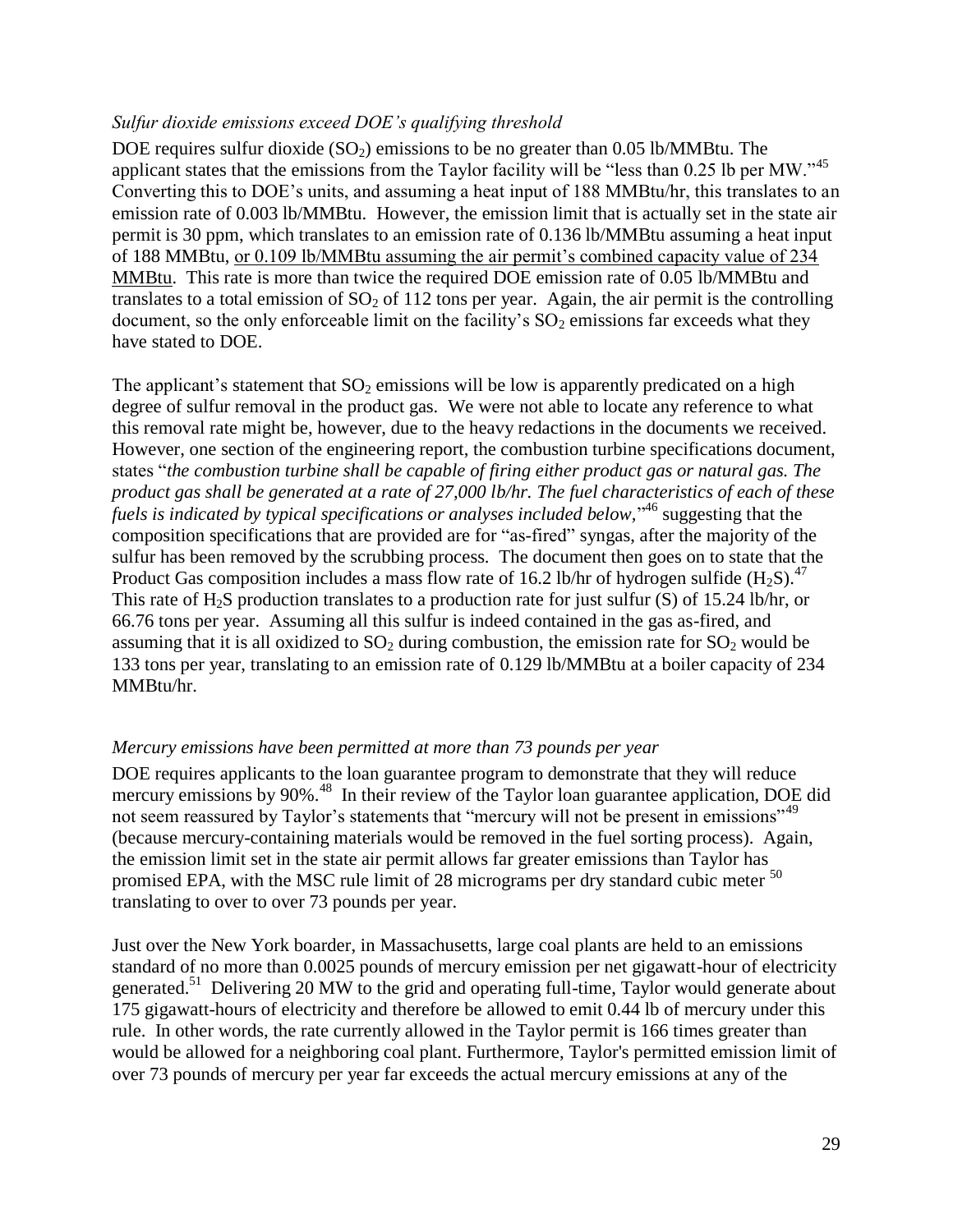*Sulfur dioxide emissions exceed DOE's qualifying threshold*

DOE requires sulfur dioxide ($SO_2$) emissions to be no greater than 0.05 lb/MMBtu. The applicant states that the emissions from the Taylor facility will be "less than 0.25 lb per MW."[45] Converting this to DOE's units, and assuming a heat input of 188 MMBtu/hr, this translates to an emission rate of 0.003 lb/MMBtu. However, the emission limit that is actually set in the state air permit is 30 ppm, which translates to an emission rate of 0.136 lb/MMBtu assuming a heat input of 188 MMBtu, or 0.109 lb/MMBtu assuming the air permit's combined capacity value of 234 MMBtu. This rate is more than twice the required DOE emission rate of 0.05 lb/MMBtu and translates to a total emission of $SO_2$ of 112 tons per year. Again, the air permit is the controlling document, so the only enforceable limit on the facility's $SO_2$ emissions far exceeds what they have stated to DOE.

The applicant's statement that $SO_2$ emissions will be low is apparently predicated on a high degree of sulfur removal in the product gas. We were not able to locate any reference to what this removal rate might be, however, due to the heavy redactions in the documents we received. However, one section of the engineering report, the combustion turbine specifications document, states "*the combustion turbine shall be capable of firing either product gas or natural gas. The product gas shall be generated at a rate of 27,000 lb/hr. The fuel characteristics of each of these fuels is indicated by typical specifications or analyses included below,*"[46] suggesting that the composition specifications that are provided are for "as-fired" syngas, after the majority of the sulfur has been removed by the scrubbing process. The document then goes on to state that the Product Gas composition includes a mass flow rate of 16.2 lb/hr of hydrogen sulfide ($H_2S$).[47] This rate of $H_2S$ production translates to a production rate for just sulfur (S) of 15.24 lb/hr, or 66.76 tons per year. Assuming all this sulfur is indeed contained in the gas as-fired, and assuming that it is all oxidized to $SO_2$ during combustion, the emission rate for $SO_2$ would be 133 tons per year, translating to an emission rate of 0.129 lb/MMBtu at a boiler capacity of 234 MMBtu/hr.

*Mercury emissions have been permitted at more than 73 pounds per year*

DOE requires applicants to the loan guarantee program to demonstrate that they will reduce mercury emissions by 90%.[48] In their review of the Taylor loan guarantee application, DOE did not seem reassured by Taylor's statements that "mercury will not be present in emissions"[49] (because mercury-containing materials would be removed in the fuel sorting process). Again, the emission limit set in the state air permit allows far greater emissions than Taylor has promised EPA, with the MSC rule limit of 28 micrograms per dry standard cubic meter [50] translating to over to over 73 pounds per year.

Just over the New York boarder, in Massachusetts, large coal plants are held to an emissions standard of no more than 0.0025 pounds of mercury emission per net gigawatt-hour of electricity generated.[51] Delivering 20 MW to the grid and operating full-time, Taylor would generate about 175 gigawatt-hours of electricity and therefore be allowed to emit 0.44 lb of mercury under this rule. In other words, the rate currently allowed in the Taylor permit is 166 times greater than would be allowed for a neighboring coal plant. Furthermore, Taylor's permitted emission limit of over 73 pounds of mercury per year far exceeds the actual mercury emissions at any of the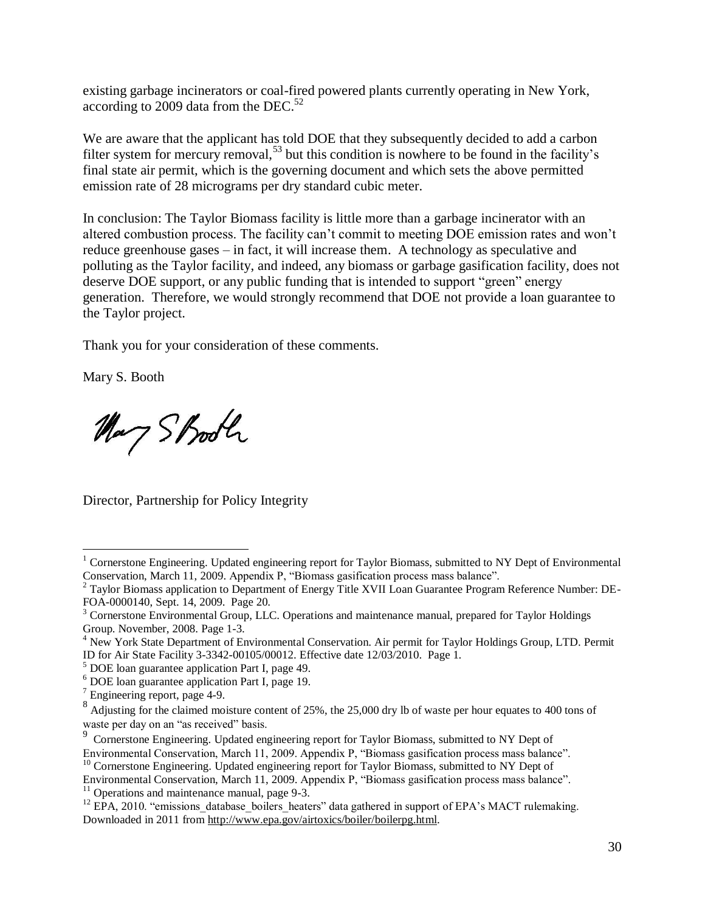existing garbage incinerators or coal-fired powered plants currently operating in New York, according to 2009 data from the DEC.[52]

We are aware that the applicant has told DOE that they subsequently decided to add a carbon filter system for mercury removal,[53] but this condition is nowhere to be found in the facility's final state air permit, which is the governing document and which sets the above permitted emission rate of 28 micrograms per dry standard cubic meter.

In conclusion: The Taylor Biomass facility is little more than a garbage incinerator with an altered combustion process. The facility can't commit to meeting DOE emission rates and won't reduce greenhouse gases – in fact, it will increase them. A technology as speculative and polluting as the Taylor facility, and indeed, any biomass or garbage gasification facility, does not deserve DOE support, or any public funding that is intended to support "green" energy generation. Therefore, we would strongly recommend that DOE not provide a loan guarantee to the Taylor project.

Thank you for your consideration of these comments.

Mary S. Booth

Mary S Booth

Director, Partnership for Policy Integrity

---

[1] Cornerstone Engineering. Updated engineering report for Taylor Biomass, submitted to NY Dept of Environmental Conservation, March 11, 2009. Appendix P, "Biomass gasification process mass balance".

[2] Taylor Biomass application to Department of Energy Title XVII Loan Guarantee Program Reference Number: DE-FOA-0000140, Sept. 14, 2009. Page 20.

[3] Cornerstone Environmental Group, LLC. Operations and maintenance manual, prepared for Taylor Holdings Group. November, 2008. Page 1-3.

[4] New York State Department of Environmental Conservation. Air permit for Taylor Holdings Group, LTD. Permit ID for Air State Facility 3-3342-00105/00012. Effective date 12/03/2010. Page 1.

[5] DOE loan guarantee application Part I, page 49.

[6] DOE loan guarantee application Part I, page 19.

[7] Engineering report, page 4-9.

[8] Adjusting for the claimed moisture content of 25%, the 25,000 dry lb of waste per hour equates to 400 tons of waste per day on an "as received" basis.

[9] Cornerstone Engineering. Updated engineering report for Taylor Biomass, submitted to NY Dept of Environmental Conservation, March 11, 2009. Appendix P, "Biomass gasification process mass balance".

[10] Cornerstone Engineering. Updated engineering report for Taylor Biomass, submitted to NY Dept of Environmental Conservation, March 11, 2009. Appendix P, "Biomass gasification process mass balance".

[11] Operations and maintenance manual, page 9-3.

[12] EPA, 2010. "emissions_database_boilers_heaters" data gathered in support of EPA's MACT rulemaking. Downloaded in 2011 from http://www.epa.gov/airtoxics/boiler/boilerpg.html.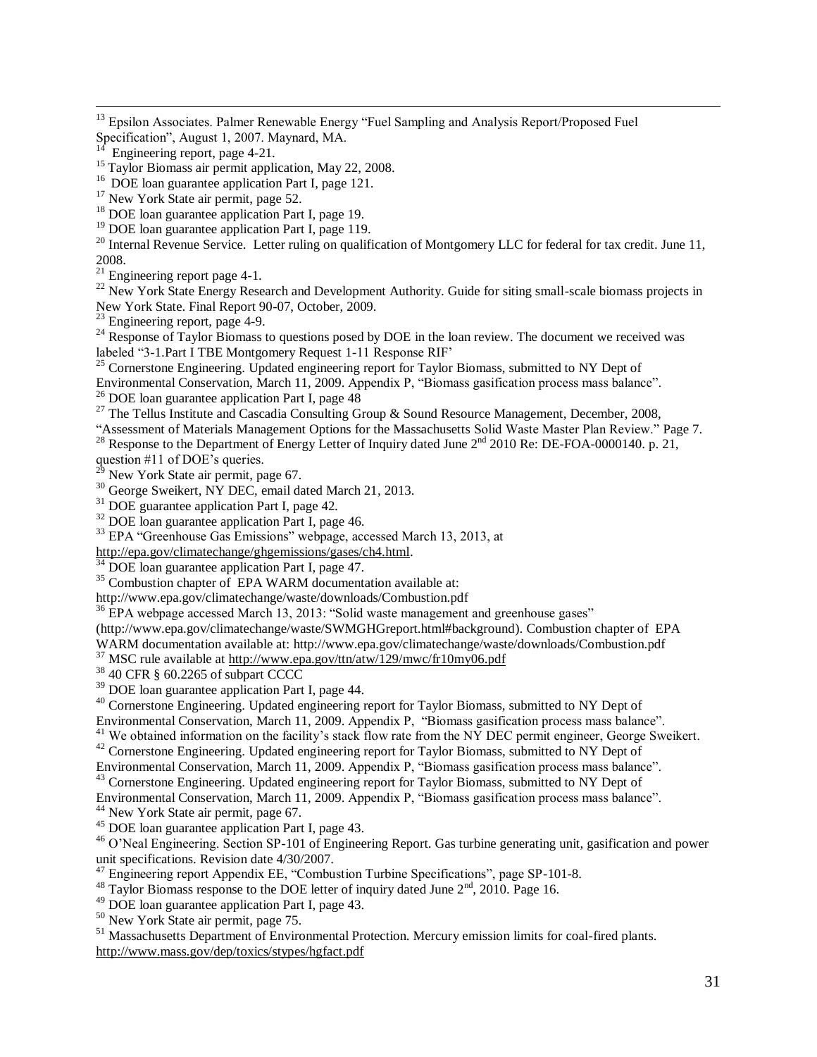[13] Epsilon Associates. Palmer Renewable Energy "Fuel Sampling and Analysis Report/Proposed Fuel Specification", August 1, 2007. Maynard, MA.

[14] Engineering report, page 4-21.

[15] Taylor Biomass air permit application, May 22, 2008.

[16] DOE loan guarantee application Part I, page 121.

[17] New York State air permit, page 52.

[18] DOE loan guarantee application Part I, page 19.

[19] DOE loan guarantee application Part I, page 119.

[20] Internal Revenue Service. Letter ruling on qualification of Montgomery LLC for federal for tax credit. June 11, 2008.

[21] Engineering report page 4-1.

[22] New York State Energy Research and Development Authority. Guide for siting small-scale biomass projects in New York State. Final Report 90-07, October, 2009.

[23] Engineering report, page 4-9.

[24] Response of Taylor Biomass to questions posed by DOE in the loan review. The document we received was labeled "3-1.Part I TBE Montgomery Request 1-11 Response RIF'

[25] Cornerstone Engineering. Updated engineering report for Taylor Biomass, submitted to NY Dept of Environmental Conservation, March 11, 2009. Appendix P, "Biomass gasification process mass balance".

[26] DOE loan guarantee application Part I, page 48

[27] The Tellus Institute and Cascadia Consulting Group & Sound Resource Management, December, 2008, "Assessment of Materials Management Options for the Massachusetts Solid Waste Master Plan Review." Page 7.

[28] Response to the Department of Energy Letter of Inquiry dated June 2nd 2010 Re: DE-FOA-0000140. p. 21, question #11 of DOE's queries.

[29] New York State air permit, page 67.

[30] George Sweikert, NY DEC, email dated March 21, 2013.

[31] DOE guarantee application Part I, page 42.

[32] DOE loan guarantee application Part I, page 46.

[33] EPA "Greenhouse Gas Emissions" webpage, accessed March 13, 2013, at http://epa.gov/climatechange/ghgemissions/gases/ch4.html.

[34] DOE loan guarantee application Part I, page 47.

[35] Combustion chapter of EPA WARM documentation available at: http://www.epa.gov/climatechange/waste/downloads/Combustion.pdf

[36] EPA webpage accessed March 13, 2013: "Solid waste management and greenhouse gases" (http://www.epa.gov/climatechange/waste/SWMGHGreport.html#background). Combustion chapter of EPA WARM documentation available at: http://www.epa.gov/climatechange/waste/downloads/Combustion.pdf

[37] MSC rule available at http://www.epa.gov/ttn/atw/129/mwc/fr10my06.pdf

[38] 40 CFR § 60.2265 of subpart CCCC

[39] DOE loan guarantee application Part I, page 44.

[40] Cornerstone Engineering. Updated engineering report for Taylor Biomass, submitted to NY Dept of Environmental Conservation, March 11, 2009. Appendix P, "Biomass gasification process mass balance".

[41] We obtained information on the facility's stack flow rate from the NY DEC permit engineer, George Sweikert.

[42] Cornerstone Engineering. Updated engineering report for Taylor Biomass, submitted to NY Dept of Environmental Conservation, March 11, 2009. Appendix P, "Biomass gasification process mass balance".

[43] Cornerstone Engineering. Updated engineering report for Taylor Biomass, submitted to NY Dept of Environmental Conservation, March 11, 2009. Appendix P, "Biomass gasification process mass balance".

[44] New York State air permit, page 67.

[45] DOE loan guarantee application Part I, page 43.

[46] O'Neal Engineering. Section SP-101 of Engineering Report. Gas turbine generating unit, gasification and power unit specifications. Revision date 4/30/2007.

[47] Engineering report Appendix EE, "Combustion Turbine Specifications", page SP-101-8.

[48] Taylor Biomass response to the DOE letter of inquiry dated June 2nd, 2010. Page 16.

[49] DOE loan guarantee application Part I, page 43.

[50] New York State air permit, page 75.

[51] Massachusetts Department of Environmental Protection. Mercury emission limits for coal-fired plants. http://www.mass.gov/dep/toxics/stypes/hgfact.pdf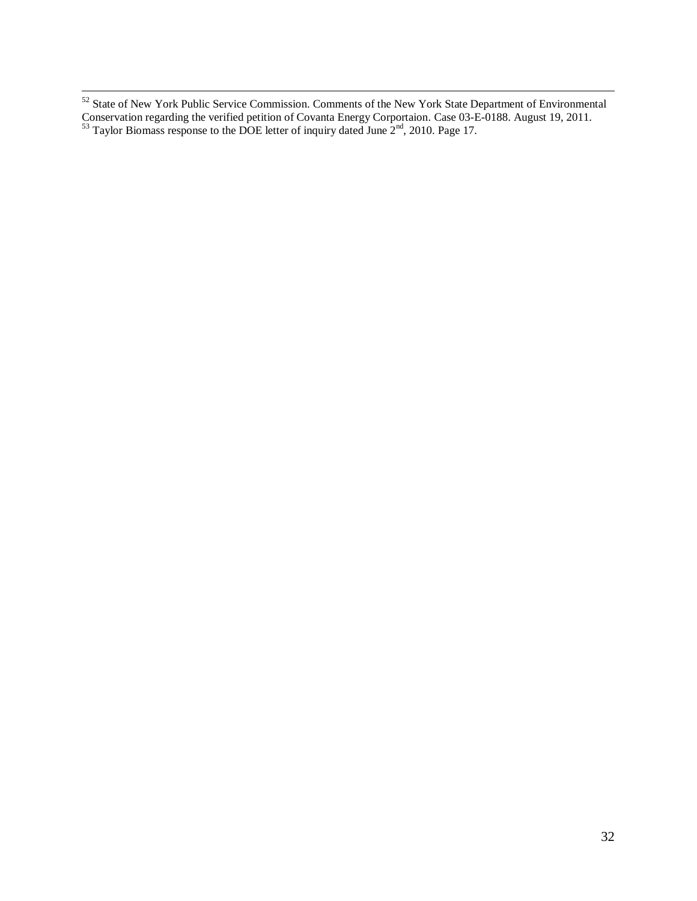[52] State of New York Public Service Commission. Comments of the New York State Department of Environmental Conservation regarding the verified petition of Covanta Energy Corportaion. Case 03-E-0188. August 19, 2011.

[53] Taylor Biomass response to the DOE letter of inquiry dated June 2nd, 2010. Page 17.